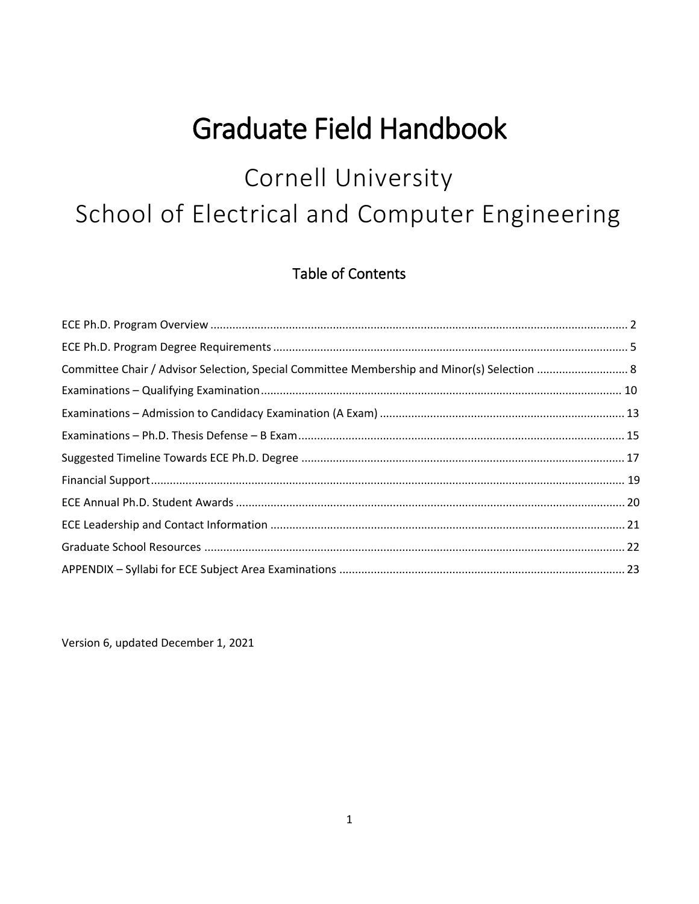# Graduate Field Handbook

## Cornell University
## School of Electrical and Computer Engineering

### Table of Contents

ECE Ph.D. Program Overview ..... 2
ECE Ph.D. Program Degree Requirements ..... 5
Committee Chair / Advisor Selection, Special Committee Membership and Minor(s) Selection ..... 8
Examinations – Qualifying Examination ..... 10
Examinations – Admission to Candidacy Examination (A Exam) ..... 13
Examinations – Ph.D. Thesis Defense – B Exam ..... 15
Suggested Timeline Towards ECE Ph.D. Degree ..... 17
Financial Support ..... 19
ECE Annual Ph.D. Student Awards ..... 20
ECE Leadership and Contact Information ..... 21
Graduate School Resources ..... 22
APPENDIX – Syllabi for ECE Subject Area Examinations ..... 23

Version 6, updated December 1, 2021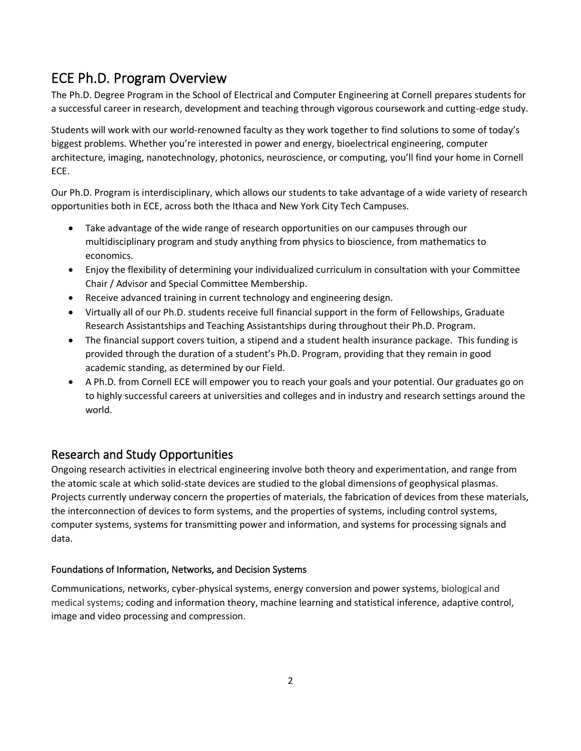## ECE Ph.D. Program Overview

The Ph.D. Degree Program in the School of Electrical and Computer Engineering at Cornell prepares students for a successful career in research, development and teaching through vigorous coursework and cutting-edge study.

Students will work with our world-renowned faculty as they work together to find solutions to some of today's biggest problems. Whether you're interested in power and energy, bioelectrical engineering, computer architecture, imaging, nanotechnology, photonics, neuroscience, or computing, you'll find your home in Cornell ECE.

Our Ph.D. Program is interdisciplinary, which allows our students to take advantage of a wide variety of research opportunities both in ECE, across both the Ithaca and New York City Tech Campuses.

- Take advantage of the wide range of research opportunities on our campuses through our multidisciplinary program and study anything from physics to bioscience, from mathematics to economics.
- Enjoy the flexibility of determining your individualized curriculum in consultation with your Committee Chair / Advisor and Special Committee Membership.
- Receive advanced training in current technology and engineering design.
- Virtually all of our Ph.D. students receive full financial support in the form of Fellowships, Graduate Research Assistantships and Teaching Assistantships during throughout their Ph.D. Program.
- The financial support covers tuition, a stipend and a student health insurance package. This funding is provided through the duration of a student's Ph.D. Program, providing that they remain in good academic standing, as determined by our Field.
- A Ph.D. from Cornell ECE will empower you to reach your goals and your potential. Our graduates go on to highly successful careers at universities and colleges and in industry and research settings around the world.

## Research and Study Opportunities

Ongoing research activities in electrical engineering involve both theory and experimentation, and range from the atomic scale at which solid-state devices are studied to the global dimensions of geophysical plasmas. Projects currently underway concern the properties of materials, the fabrication of devices from these materials, the interconnection of devices to form systems, and the properties of systems, including control systems, computer systems, systems for transmitting power and information, and systems for processing signals and data.

### Foundations of Information, Networks, and Decision Systems

Communications, networks, cyber-physical systems, energy conversion and power systems, biological and medical systems; coding and information theory, machine learning and statistical inference, adaptive control, image and video processing and compression.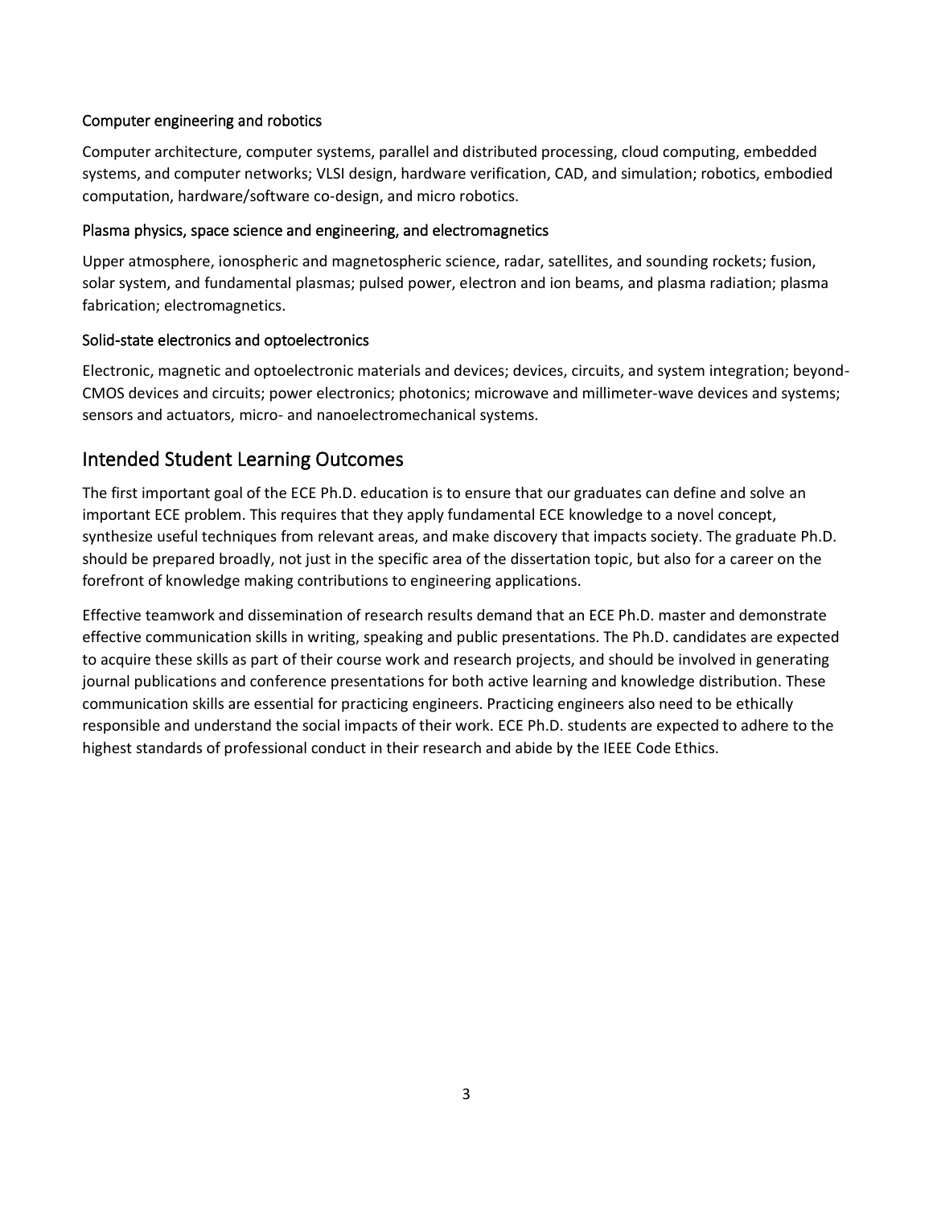### Computer engineering and robotics

Computer architecture, computer systems, parallel and distributed processing, cloud computing, embedded systems, and computer networks; VLSI design, hardware verification, CAD, and simulation; robotics, embodied computation, hardware/software co-design, and micro robotics.

### Plasma physics, space science and engineering, and electromagnetics

Upper atmosphere, ionospheric and magnetospheric science, radar, satellites, and sounding rockets; fusion, solar system, and fundamental plasmas; pulsed power, electron and ion beams, and plasma radiation; plasma fabrication; electromagnetics.

### Solid-state electronics and optoelectronics

Electronic, magnetic and optoelectronic materials and devices; devices, circuits, and system integration; beyond-CMOS devices and circuits; power electronics; photonics; microwave and millimeter-wave devices and systems; sensors and actuators, micro- and nanoelectromechanical systems.

## Intended Student Learning Outcomes

The first important goal of the ECE Ph.D. education is to ensure that our graduates can define and solve an important ECE problem. This requires that they apply fundamental ECE knowledge to a novel concept, synthesize useful techniques from relevant areas, and make discovery that impacts society. The graduate Ph.D. should be prepared broadly, not just in the specific area of the dissertation topic, but also for a career on the forefront of knowledge making contributions to engineering applications.

Effective teamwork and dissemination of research results demand that an ECE Ph.D. master and demonstrate effective communication skills in writing, speaking and public presentations. The Ph.D. candidates are expected to acquire these skills as part of their course work and research projects, and should be involved in generating journal publications and conference presentations for both active learning and knowledge distribution. These communication skills are essential for practicing engineers. Practicing engineers also need to be ethically responsible and understand the social impacts of their work. ECE Ph.D. students are expected to adhere to the highest standards of professional conduct in their research and abide by the IEEE Code Ethics.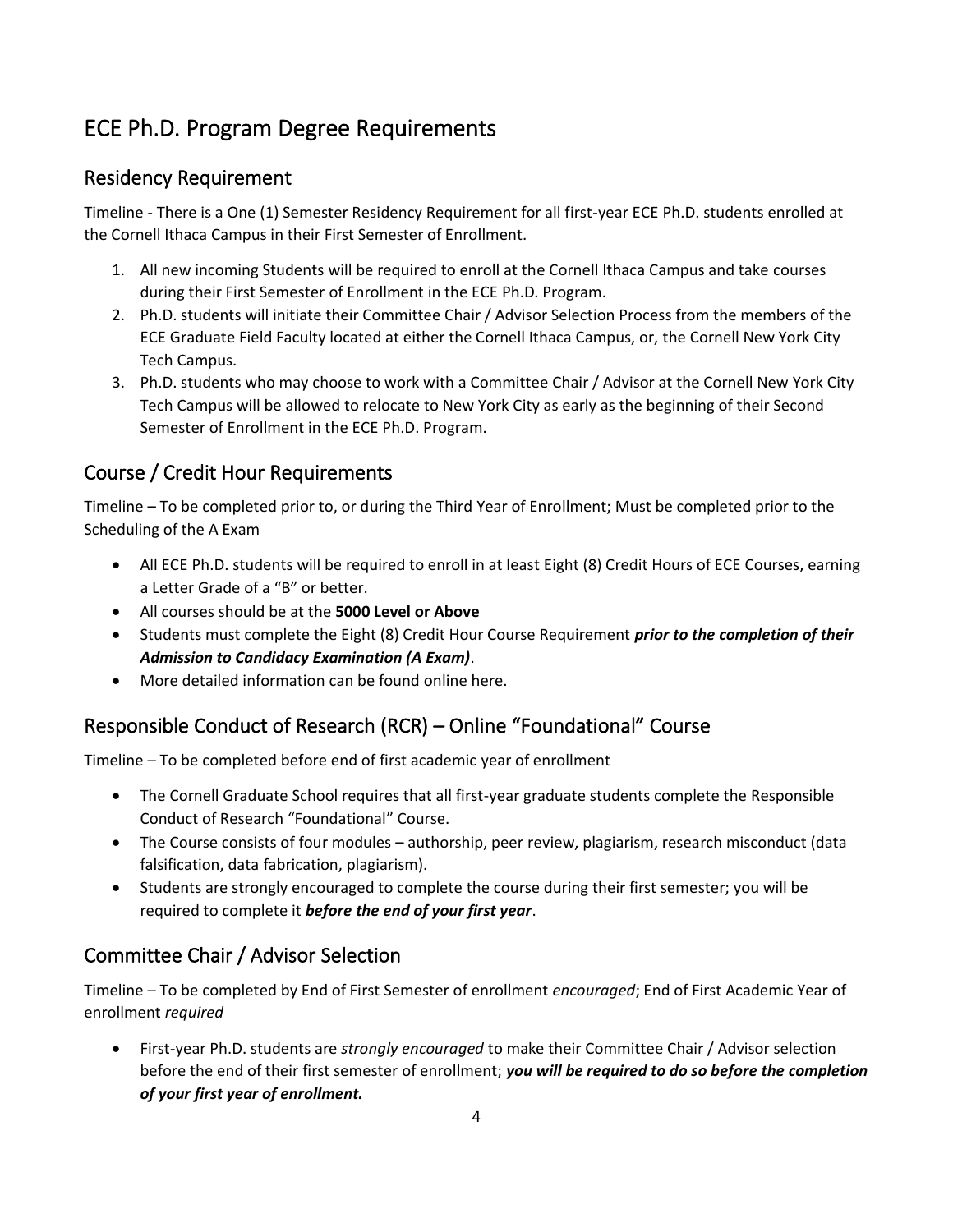# ECE Ph.D. Program Degree Requirements

## Residency Requirement

Timeline - There is a One (1) Semester Residency Requirement for all first-year ECE Ph.D. students enrolled at the Cornell Ithaca Campus in their First Semester of Enrollment.

1. All new incoming Students will be required to enroll at the Cornell Ithaca Campus and take courses during their First Semester of Enrollment in the ECE Ph.D. Program.
2. Ph.D. students will initiate their Committee Chair / Advisor Selection Process from the members of the ECE Graduate Field Faculty located at either the Cornell Ithaca Campus, or, the Cornell New York City Tech Campus.
3. Ph.D. students who may choose to work with a Committee Chair / Advisor at the Cornell New York City Tech Campus will be allowed to relocate to New York City as early as the beginning of their Second Semester of Enrollment in the ECE Ph.D. Program.

## Course / Credit Hour Requirements

Timeline – To be completed prior to, or during the Third Year of Enrollment; Must be completed prior to the Scheduling of the A Exam

- All ECE Ph.D. students will be required to enroll in at least Eight (8) Credit Hours of ECE Courses, earning a Letter Grade of a "B" or better.
- All courses should be at the **5000 Level or Above**
- Students must complete the Eight (8) Credit Hour Course Requirement ***prior to the completion of their Admission to Candidacy Examination (A Exam)***.
- More detailed information can be found online here.

## Responsible Conduct of Research (RCR) – Online "Foundational" Course

Timeline – To be completed before end of first academic year of enrollment

- The Cornell Graduate School requires that all first-year graduate students complete the Responsible Conduct of Research "Foundational" Course.
- The Course consists of four modules – authorship, peer review, plagiarism, research misconduct (data falsification, data fabrication, plagiarism).
- Students are strongly encouraged to complete the course during their first semester; you will be required to complete it ***before the end of your first year***.

## Committee Chair / Advisor Selection

Timeline – To be completed by End of First Semester of enrollment *encouraged*; End of First Academic Year of enrollment *required*

- First-year Ph.D. students are *strongly encouraged* to make their Committee Chair / Advisor selection before the end of their first semester of enrollment; ***you will be required to do so before the completion of your first year of enrollment.***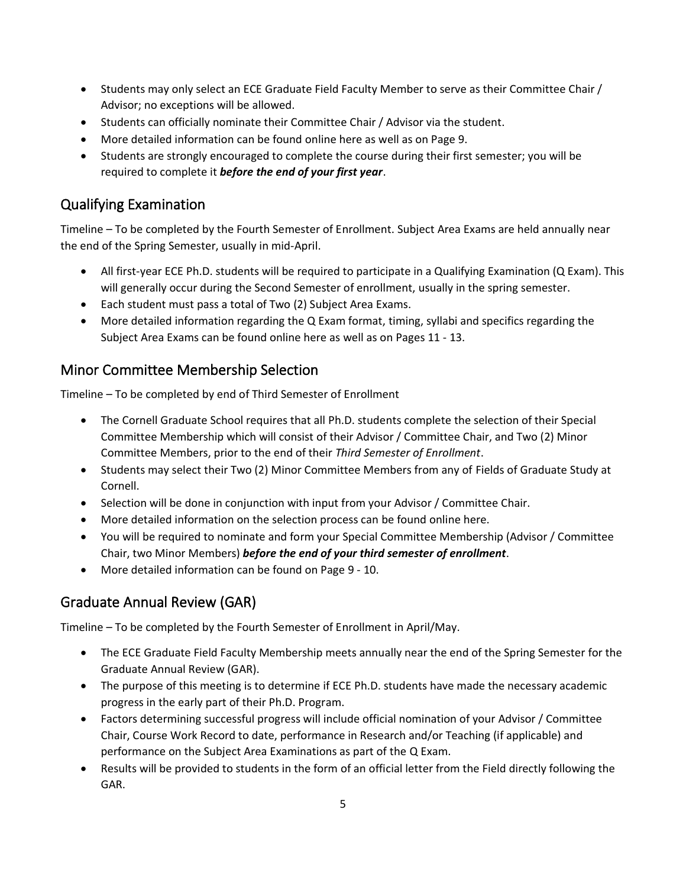- Students may only select an ECE Graduate Field Faculty Member to serve as their Committee Chair / Advisor; no exceptions will be allowed.
- Students can officially nominate their Committee Chair / Advisor via the student.
- More detailed information can be found online here as well as on Page 9.
- Students are strongly encouraged to complete the course during their first semester; you will be required to complete it ***before the end of your first year***.

## Qualifying Examination

Timeline – To be completed by the Fourth Semester of Enrollment. Subject Area Exams are held annually near the end of the Spring Semester, usually in mid-April.

- All first-year ECE Ph.D. students will be required to participate in a Qualifying Examination (Q Exam). This will generally occur during the Second Semester of enrollment, usually in the spring semester.
- Each student must pass a total of Two (2) Subject Area Exams.
- More detailed information regarding the Q Exam format, timing, syllabi and specifics regarding the Subject Area Exams can be found online here as well as on Pages 11 - 13.

## Minor Committee Membership Selection

Timeline – To be completed by end of Third Semester of Enrollment

- The Cornell Graduate School requires that all Ph.D. students complete the selection of their Special Committee Membership which will consist of their Advisor / Committee Chair, and Two (2) Minor Committee Members, prior to the end of their *Third Semester of Enrollment*.
- Students may select their Two (2) Minor Committee Members from any of Fields of Graduate Study at Cornell.
- Selection will be done in conjunction with input from your Advisor / Committee Chair.
- More detailed information on the selection process can be found online here.
- You will be required to nominate and form your Special Committee Membership (Advisor / Committee Chair, two Minor Members) ***before the end of your third semester of enrollment***.
- More detailed information can be found on Page 9 - 10.

## Graduate Annual Review (GAR)

Timeline – To be completed by the Fourth Semester of Enrollment in April/May.

- The ECE Graduate Field Faculty Membership meets annually near the end of the Spring Semester for the Graduate Annual Review (GAR).
- The purpose of this meeting is to determine if ECE Ph.D. students have made the necessary academic progress in the early part of their Ph.D. Program.
- Factors determining successful progress will include official nomination of your Advisor / Committee Chair, Course Work Record to date, performance in Research and/or Teaching (if applicable) and performance on the Subject Area Examinations as part of the Q Exam.
- Results will be provided to students in the form of an official letter from the Field directly following the GAR.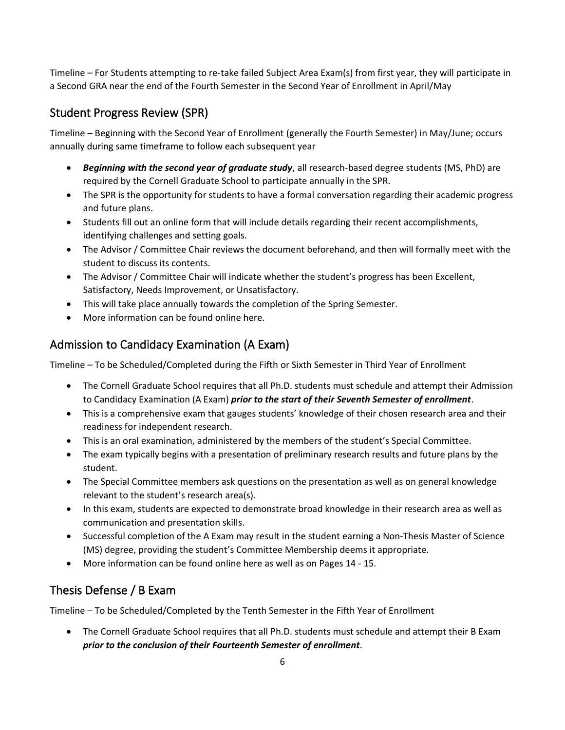Timeline – For Students attempting to re-take failed Subject Area Exam(s) from first year, they will participate in a Second GRA near the end of the Fourth Semester in the Second Year of Enrollment in April/May

## Student Progress Review (SPR)

Timeline – Beginning with the Second Year of Enrollment (generally the Fourth Semester) in May/June; occurs annually during same timeframe to follow each subsequent year

- ***Beginning with the second year of graduate study***, all research-based degree students (MS, PhD) are required by the Cornell Graduate School to participate annually in the SPR.
- The SPR is the opportunity for students to have a formal conversation regarding their academic progress and future plans.
- Students fill out an online form that will include details regarding their recent accomplishments, identifying challenges and setting goals.
- The Advisor / Committee Chair reviews the document beforehand, and then will formally meet with the student to discuss its contents.
- The Advisor / Committee Chair will indicate whether the student's progress has been Excellent, Satisfactory, Needs Improvement, or Unsatisfactory.
- This will take place annually towards the completion of the Spring Semester.
- More information can be found online here.

## Admission to Candidacy Examination (A Exam)

Timeline – To be Scheduled/Completed during the Fifth or Sixth Semester in Third Year of Enrollment

- The Cornell Graduate School requires that all Ph.D. students must schedule and attempt their Admission to Candidacy Examination (A Exam) ***prior to the start of their Seventh Semester of enrollment***.
- This is a comprehensive exam that gauges students' knowledge of their chosen research area and their readiness for independent research.
- This is an oral examination, administered by the members of the student's Special Committee.
- The exam typically begins with a presentation of preliminary research results and future plans by the student.
- The Special Committee members ask questions on the presentation as well as on general knowledge relevant to the student's research area(s).
- In this exam, students are expected to demonstrate broad knowledge in their research area as well as communication and presentation skills.
- Successful completion of the A Exam may result in the student earning a Non-Thesis Master of Science (MS) degree, providing the student's Committee Membership deems it appropriate.
- More information can be found online here as well as on Pages 14 - 15.

## Thesis Defense / B Exam

Timeline – To be Scheduled/Completed by the Tenth Semester in the Fifth Year of Enrollment

- The Cornell Graduate School requires that all Ph.D. students must schedule and attempt their B Exam ***prior to the conclusion of their Fourteenth Semester of enrollment***.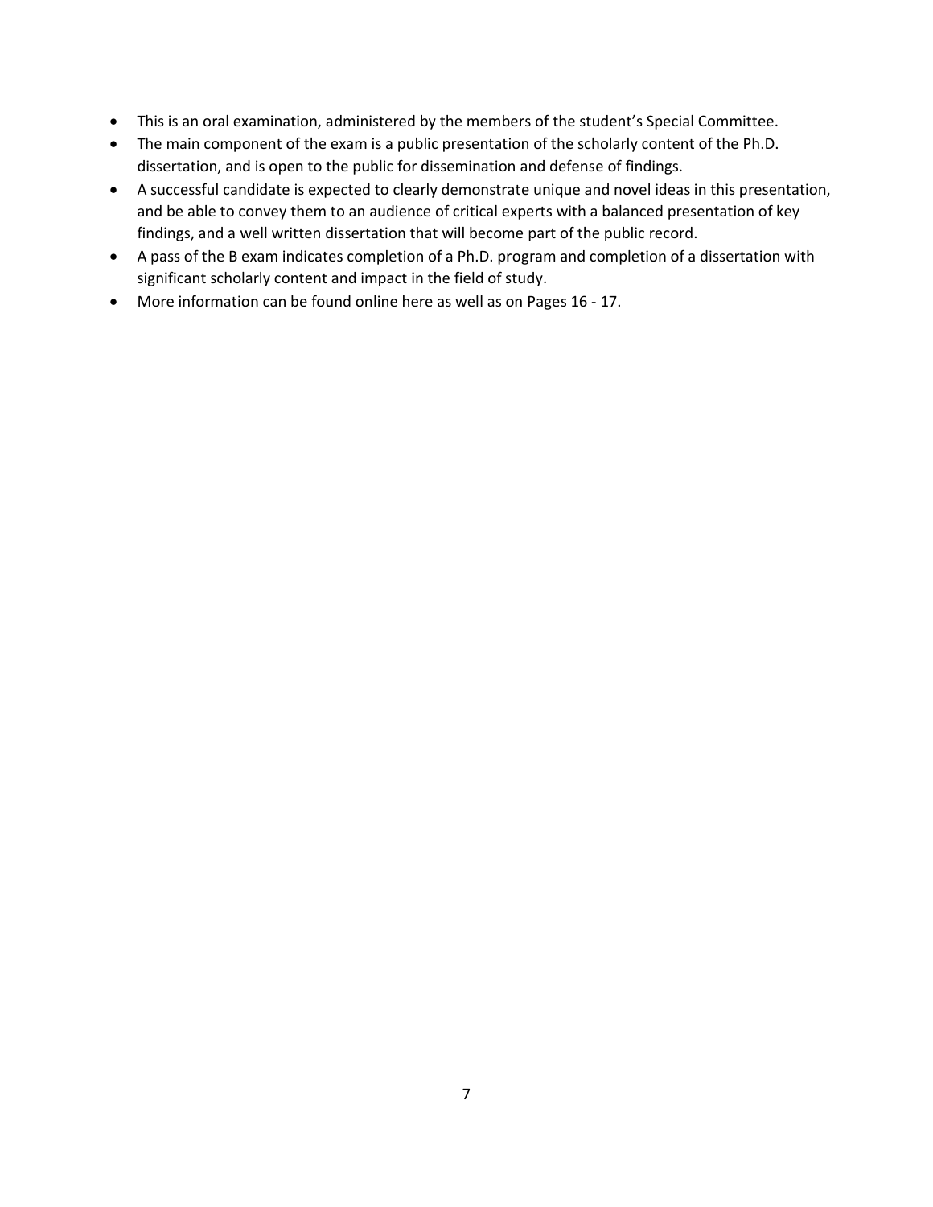- This is an oral examination, administered by the members of the student's Special Committee.
- The main component of the exam is a public presentation of the scholarly content of the Ph.D. dissertation, and is open to the public for dissemination and defense of findings.
- A successful candidate is expected to clearly demonstrate unique and novel ideas in this presentation, and be able to convey them to an audience of critical experts with a balanced presentation of key findings, and a well written dissertation that will become part of the public record.
- A pass of the B exam indicates completion of a Ph.D. program and completion of a dissertation with significant scholarly content and impact in the field of study.
- More information can be found online here as well as on Pages 16 - 17.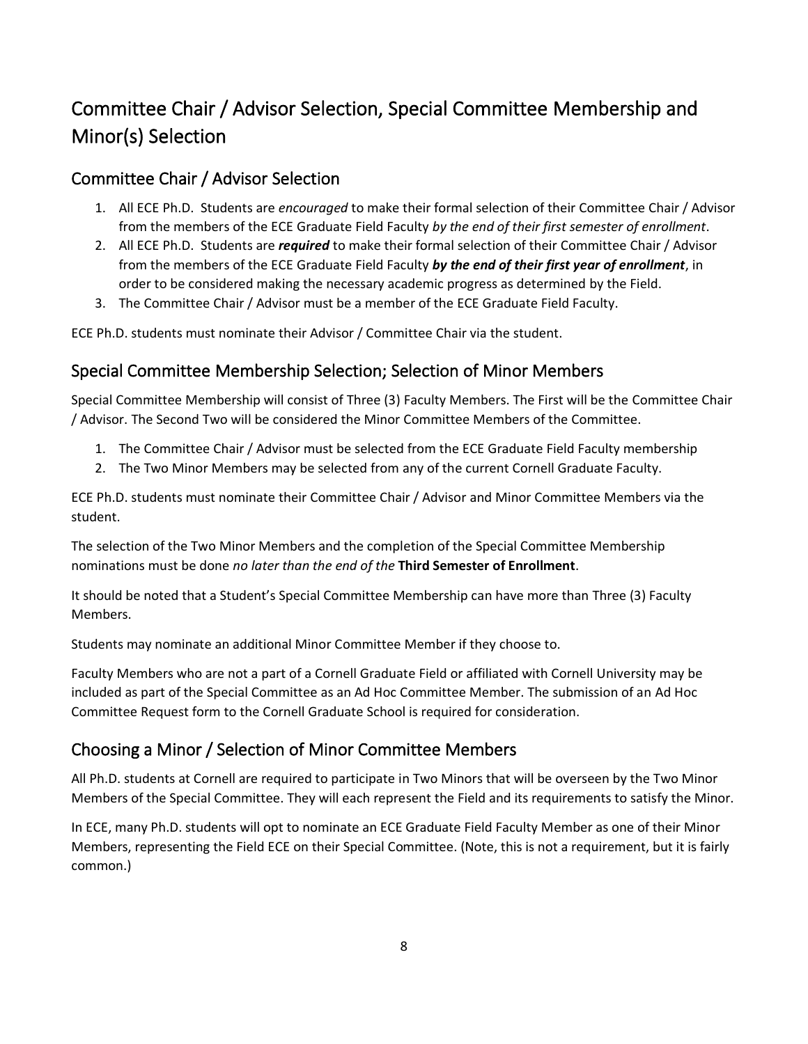# Committee Chair / Advisor Selection, Special Committee Membership and Minor(s) Selection

## Committee Chair / Advisor Selection

1. All ECE Ph.D. Students are *encouraged* to make their formal selection of their Committee Chair / Advisor from the members of the ECE Graduate Field Faculty *by the end of their first semester of enrollment*.
2. All ECE Ph.D. Students are ***required*** to make their formal selection of their Committee Chair / Advisor from the members of the ECE Graduate Field Faculty ***by the end of their first year of enrollment***, in order to be considered making the necessary academic progress as determined by the Field.
3. The Committee Chair / Advisor must be a member of the ECE Graduate Field Faculty.

ECE Ph.D. students must nominate their Advisor / Committee Chair via the student.

## Special Committee Membership Selection; Selection of Minor Members

Special Committee Membership will consist of Three (3) Faculty Members. The First will be the Committee Chair / Advisor. The Second Two will be considered the Minor Committee Members of the Committee.

1. The Committee Chair / Advisor must be selected from the ECE Graduate Field Faculty membership
2. The Two Minor Members may be selected from any of the current Cornell Graduate Faculty.

ECE Ph.D. students must nominate their Committee Chair / Advisor and Minor Committee Members via the student.

The selection of the Two Minor Members and the completion of the Special Committee Membership nominations must be done *no later than the end of the* **Third Semester of Enrollment**.

It should be noted that a Student's Special Committee Membership can have more than Three (3) Faculty Members.

Students may nominate an additional Minor Committee Member if they choose to.

Faculty Members who are not a part of a Cornell Graduate Field or affiliated with Cornell University may be included as part of the Special Committee as an Ad Hoc Committee Member. The submission of an Ad Hoc Committee Request form to the Cornell Graduate School is required for consideration.

## Choosing a Minor / Selection of Minor Committee Members

All Ph.D. students at Cornell are required to participate in Two Minors that will be overseen by the Two Minor Members of the Special Committee. They will each represent the Field and its requirements to satisfy the Minor.

In ECE, many Ph.D. students will opt to nominate an ECE Graduate Field Faculty Member as one of their Minor Members, representing the Field ECE on their Special Committee. (Note, this is not a requirement, but it is fairly common.)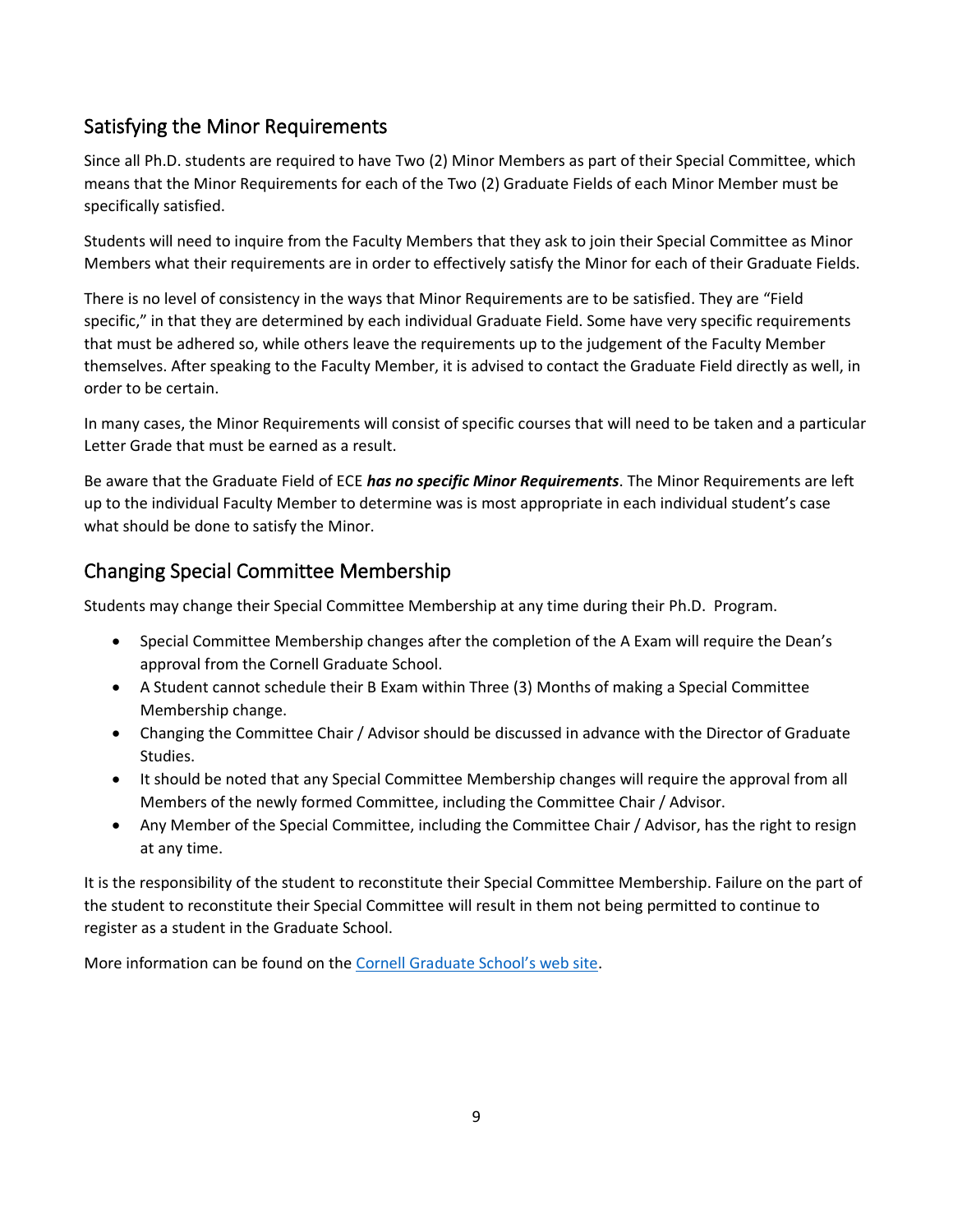## Satisfying the Minor Requirements

Since all Ph.D. students are required to have Two (2) Minor Members as part of their Special Committee, which means that the Minor Requirements for each of the Two (2) Graduate Fields of each Minor Member must be specifically satisfied.

Students will need to inquire from the Faculty Members that they ask to join their Special Committee as Minor Members what their requirements are in order to effectively satisfy the Minor for each of their Graduate Fields.

There is no level of consistency in the ways that Minor Requirements are to be satisfied. They are "Field specific," in that they are determined by each individual Graduate Field. Some have very specific requirements that must be adhered so, while others leave the requirements up to the judgement of the Faculty Member themselves. After speaking to the Faculty Member, it is advised to contact the Graduate Field directly as well, in order to be certain.

In many cases, the Minor Requirements will consist of specific courses that will need to be taken and a particular Letter Grade that must be earned as a result.

Be aware that the Graduate Field of ECE ***has no specific Minor Requirements***. The Minor Requirements are left up to the individual Faculty Member to determine was is most appropriate in each individual student's case what should be done to satisfy the Minor.

## Changing Special Committee Membership

Students may change their Special Committee Membership at any time during their Ph.D. Program.

- Special Committee Membership changes after the completion of the A Exam will require the Dean's approval from the Cornell Graduate School.
- A Student cannot schedule their B Exam within Three (3) Months of making a Special Committee Membership change.
- Changing the Committee Chair / Advisor should be discussed in advance with the Director of Graduate Studies.
- It should be noted that any Special Committee Membership changes will require the approval from all Members of the newly formed Committee, including the Committee Chair / Advisor.
- Any Member of the Special Committee, including the Committee Chair / Advisor, has the right to resign at any time.

It is the responsibility of the student to reconstitute their Special Committee Membership. Failure on the part of the student to reconstitute their Special Committee will result in them not being permitted to continue to register as a student in the Graduate School.

More information can be found on the Cornell Graduate School's web site.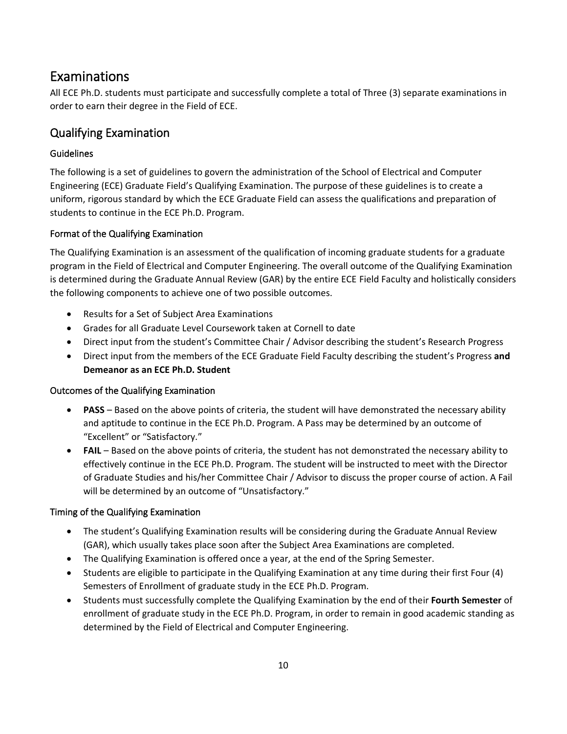# Examinations

All ECE Ph.D. students must participate and successfully complete a total of Three (3) separate examinations in order to earn their degree in the Field of ECE.

## Qualifying Examination

### Guidelines

The following is a set of guidelines to govern the administration of the School of Electrical and Computer Engineering (ECE) Graduate Field's Qualifying Examination. The purpose of these guidelines is to create a uniform, rigorous standard by which the ECE Graduate Field can assess the qualifications and preparation of students to continue in the ECE Ph.D. Program.

### Format of the Qualifying Examination

The Qualifying Examination is an assessment of the qualification of incoming graduate students for a graduate program in the Field of Electrical and Computer Engineering. The overall outcome of the Qualifying Examination is determined during the Graduate Annual Review (GAR) by the entire ECE Field Faculty and holistically considers the following components to achieve one of two possible outcomes.

- Results for a Set of Subject Area Examinations
- Grades for all Graduate Level Coursework taken at Cornell to date
- Direct input from the student's Committee Chair / Advisor describing the student's Research Progress
- Direct input from the members of the ECE Graduate Field Faculty describing the student's Progress **and Demeanor as an ECE Ph.D. Student**

### Outcomes of the Qualifying Examination

- **PASS** – Based on the above points of criteria, the student will have demonstrated the necessary ability and aptitude to continue in the ECE Ph.D. Program. A Pass may be determined by an outcome of "Excellent" or "Satisfactory."
- **FAIL** – Based on the above points of criteria, the student has not demonstrated the necessary ability to effectively continue in the ECE Ph.D. Program. The student will be instructed to meet with the Director of Graduate Studies and his/her Committee Chair / Advisor to discuss the proper course of action. A Fail will be determined by an outcome of "Unsatisfactory."

### Timing of the Qualifying Examination

- The student's Qualifying Examination results will be considering during the Graduate Annual Review (GAR), which usually takes place soon after the Subject Area Examinations are completed.
- The Qualifying Examination is offered once a year, at the end of the Spring Semester.
- Students are eligible to participate in the Qualifying Examination at any time during their first Four (4) Semesters of Enrollment of graduate study in the ECE Ph.D. Program.
- Students must successfully complete the Qualifying Examination by the end of their **Fourth Semester** of enrollment of graduate study in the ECE Ph.D. Program, in order to remain in good academic standing as determined by the Field of Electrical and Computer Engineering.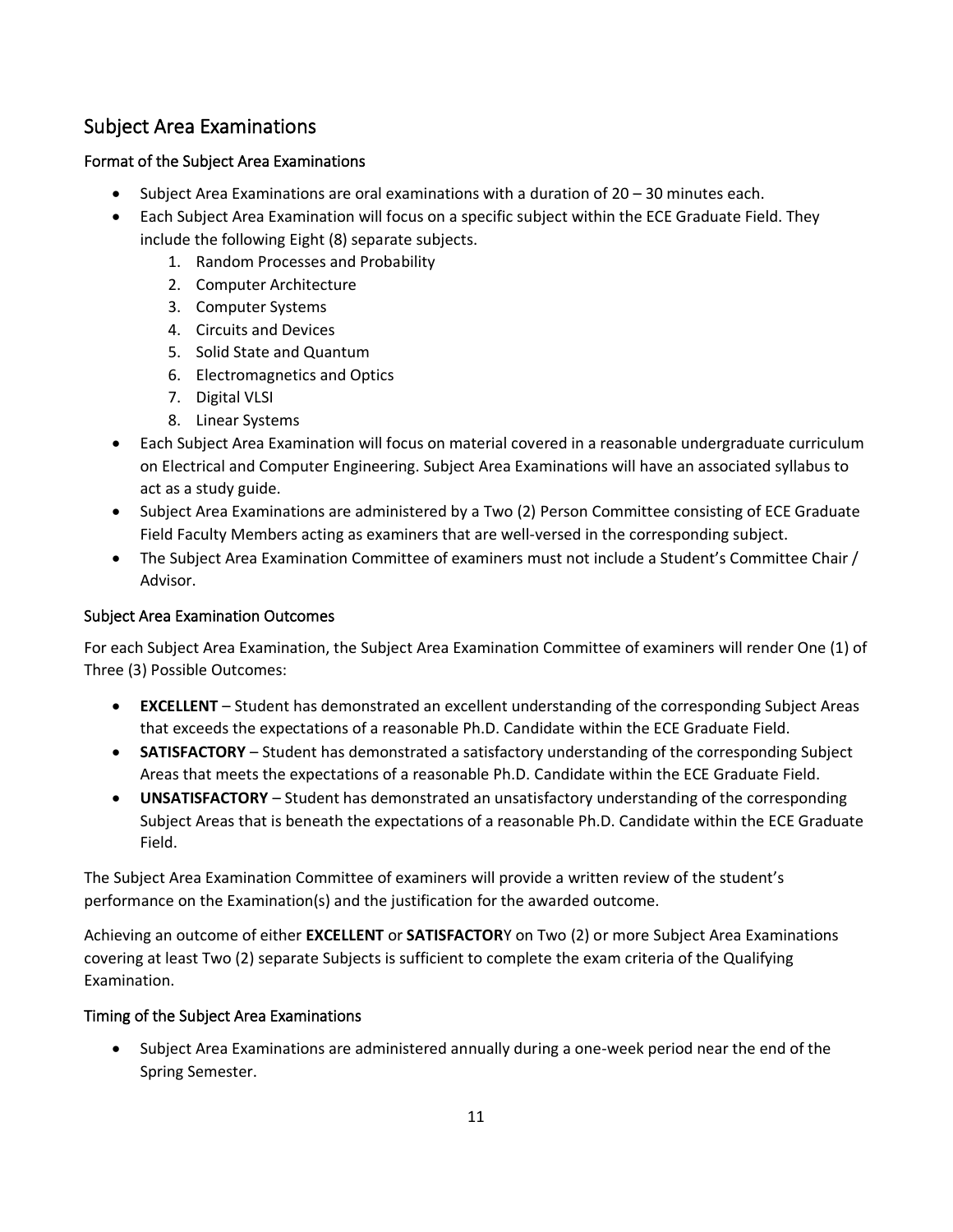## Subject Area Examinations

### Format of the Subject Area Examinations

- Subject Area Examinations are oral examinations with a duration of 20 – 30 minutes each.
- Each Subject Area Examination will focus on a specific subject within the ECE Graduate Field. They include the following Eight (8) separate subjects.
  1. Random Processes and Probability
  2. Computer Architecture
  3. Computer Systems
  4. Circuits and Devices
  5. Solid State and Quantum
  6. Electromagnetics and Optics
  7. Digital VLSI
  8. Linear Systems
- Each Subject Area Examination will focus on material covered in a reasonable undergraduate curriculum on Electrical and Computer Engineering. Subject Area Examinations will have an associated syllabus to act as a study guide.
- Subject Area Examinations are administered by a Two (2) Person Committee consisting of ECE Graduate Field Faculty Members acting as examiners that are well-versed in the corresponding subject.
- The Subject Area Examination Committee of examiners must not include a Student's Committee Chair / Advisor.

### Subject Area Examination Outcomes

For each Subject Area Examination, the Subject Area Examination Committee of examiners will render One (1) of Three (3) Possible Outcomes:

- **EXCELLENT** – Student has demonstrated an excellent understanding of the corresponding Subject Areas that exceeds the expectations of a reasonable Ph.D. Candidate within the ECE Graduate Field.
- **SATISFACTORY** – Student has demonstrated a satisfactory understanding of the corresponding Subject Areas that meets the expectations of a reasonable Ph.D. Candidate within the ECE Graduate Field.
- **UNSATISFACTORY** – Student has demonstrated an unsatisfactory understanding of the corresponding Subject Areas that is beneath the expectations of a reasonable Ph.D. Candidate within the ECE Graduate Field.

The Subject Area Examination Committee of examiners will provide a written review of the student's performance on the Examination(s) and the justification for the awarded outcome.

Achieving an outcome of either **EXCELLENT** or **SATISFACTOR**Y on Two (2) or more Subject Area Examinations covering at least Two (2) separate Subjects is sufficient to complete the exam criteria of the Qualifying Examination.

### Timing of the Subject Area Examinations

- Subject Area Examinations are administered annually during a one-week period near the end of the Spring Semester.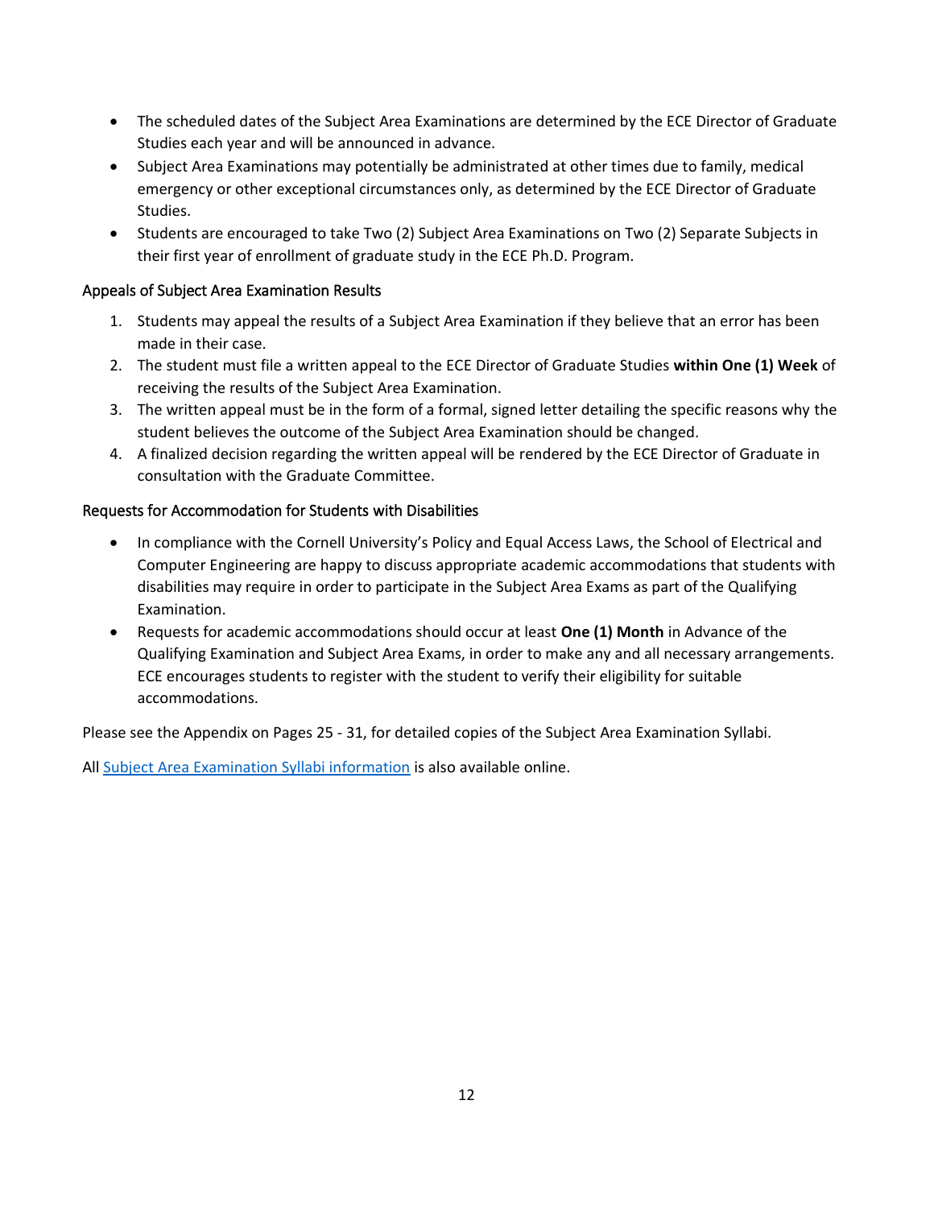- The scheduled dates of the Subject Area Examinations are determined by the ECE Director of Graduate Studies each year and will be announced in advance.
- Subject Area Examinations may potentially be administrated at other times due to family, medical emergency or other exceptional circumstances only, as determined by the ECE Director of Graduate Studies.
- Students are encouraged to take Two (2) Subject Area Examinations on Two (2) Separate Subjects in their first year of enrollment of graduate study in the ECE Ph.D. Program.

### Appeals of Subject Area Examination Results

1. Students may appeal the results of a Subject Area Examination if they believe that an error has been made in their case.
2. The student must file a written appeal to the ECE Director of Graduate Studies **within One (1) Week** of receiving the results of the Subject Area Examination.
3. The written appeal must be in the form of a formal, signed letter detailing the specific reasons why the student believes the outcome of the Subject Area Examination should be changed.
4. A finalized decision regarding the written appeal will be rendered by the ECE Director of Graduate in consultation with the Graduate Committee.

### Requests for Accommodation for Students with Disabilities

- In compliance with the Cornell University's Policy and Equal Access Laws, the School of Electrical and Computer Engineering are happy to discuss appropriate academic accommodations that students with disabilities may require in order to participate in the Subject Area Exams as part of the Qualifying Examination.
- Requests for academic accommodations should occur at least **One (1) Month** in Advance of the Qualifying Examination and Subject Area Exams, in order to make any and all necessary arrangements. ECE encourages students to register with the student to verify their eligibility for suitable accommodations.

Please see the Appendix on Pages 25 - 31, for detailed copies of the Subject Area Examination Syllabi.

All Subject Area Examination Syllabi information is also available online.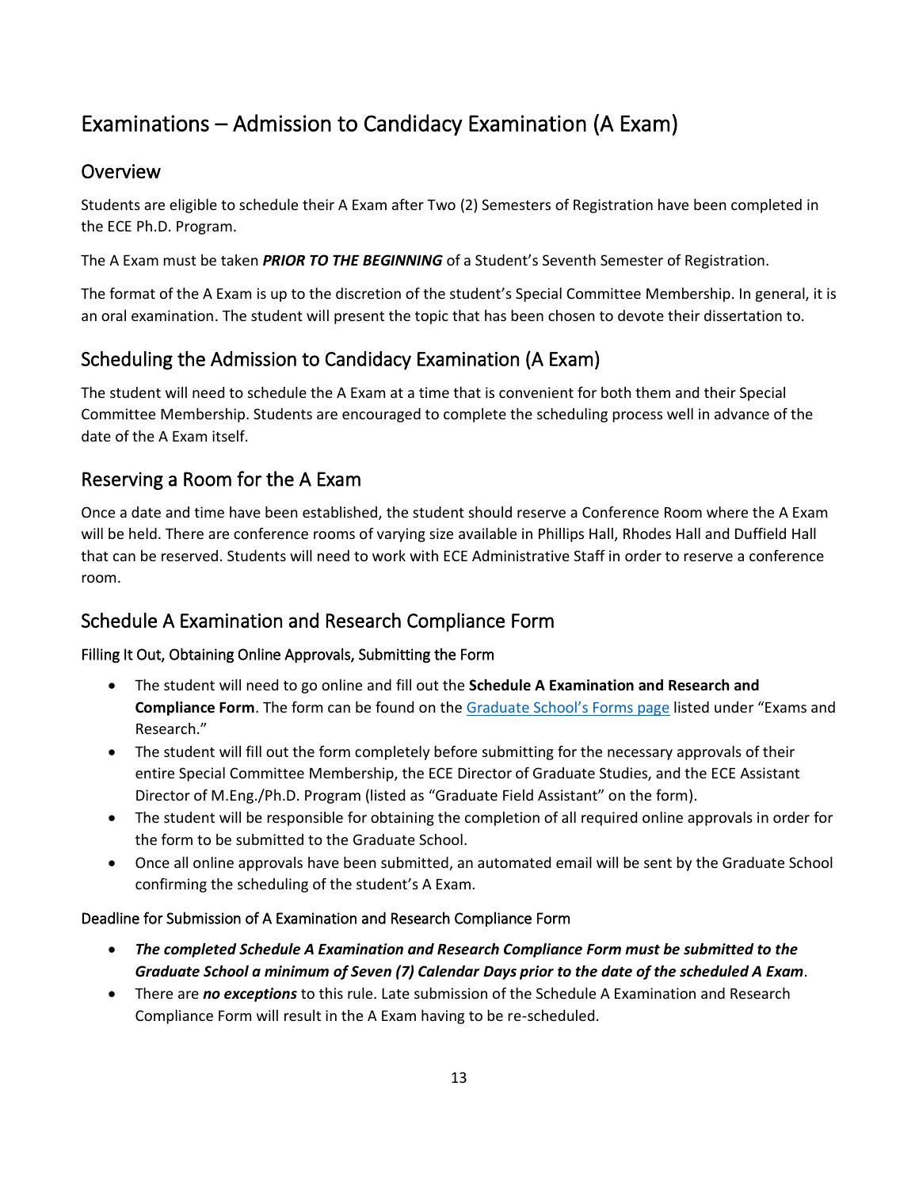# Examinations – Admission to Candidacy Examination (A Exam)

## Overview

Students are eligible to schedule their A Exam after Two (2) Semesters of Registration have been completed in the ECE Ph.D. Program.

The A Exam must be taken ***PRIOR TO THE BEGINNING*** of a Student's Seventh Semester of Registration.

The format of the A Exam is up to the discretion of the student's Special Committee Membership. In general, it is an oral examination. The student will present the topic that has been chosen to devote their dissertation to.

## Scheduling the Admission to Candidacy Examination (A Exam)

The student will need to schedule the A Exam at a time that is convenient for both them and their Special Committee Membership. Students are encouraged to complete the scheduling process well in advance of the date of the A Exam itself.

## Reserving a Room for the A Exam

Once a date and time have been established, the student should reserve a Conference Room where the A Exam will be held. There are conference rooms of varying size available in Phillips Hall, Rhodes Hall and Duffield Hall that can be reserved. Students will need to work with ECE Administrative Staff in order to reserve a conference room.

## Schedule A Examination and Research Compliance Form

### Filling It Out, Obtaining Online Approvals, Submitting the Form

- The student will need to go online and fill out the **Schedule A Examination and Research and Compliance Form**. The form can be found on the Graduate School's Forms page listed under "Exams and Research."
- The student will fill out the form completely before submitting for the necessary approvals of their entire Special Committee Membership, the ECE Director of Graduate Studies, and the ECE Assistant Director of M.Eng./Ph.D. Program (listed as "Graduate Field Assistant" on the form).
- The student will be responsible for obtaining the completion of all required online approvals in order for the form to be submitted to the Graduate School.
- Once all online approvals have been submitted, an automated email will be sent by the Graduate School confirming the scheduling of the student's A Exam.

### Deadline for Submission of A Examination and Research Compliance Form

- ***The completed Schedule A Examination and Research Compliance Form must be submitted to the Graduate School a minimum of Seven (7) Calendar Days prior to the date of the scheduled A Exam***.
- There are ***no exceptions*** to this rule. Late submission of the Schedule A Examination and Research Compliance Form will result in the A Exam having to be re-scheduled.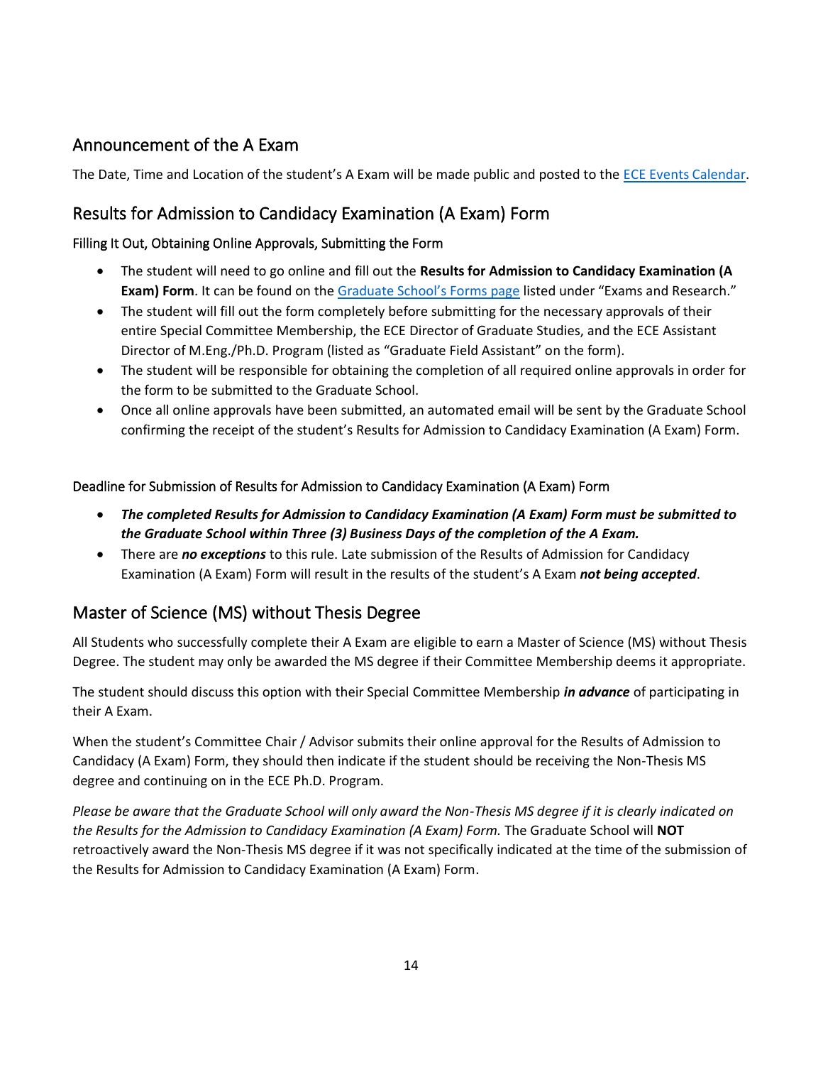## Announcement of the A Exam

The Date, Time and Location of the student's A Exam will be made public and posted to the [ECE Events Calendar](#).

## Results for Admission to Candidacy Examination (A Exam) Form

### Filling It Out, Obtaining Online Approvals, Submitting the Form

- The student will need to go online and fill out the **Results for Admission to Candidacy Examination (A Exam) Form**. It can be found on the [Graduate School's Forms page](#) listed under "Exams and Research."
- The student will fill out the form completely before submitting for the necessary approvals of their entire Special Committee Membership, the ECE Director of Graduate Studies, and the ECE Assistant Director of M.Eng./Ph.D. Program (listed as "Graduate Field Assistant" on the form).
- The student will be responsible for obtaining the completion of all required online approvals in order for the form to be submitted to the Graduate School.
- Once all online approvals have been submitted, an automated email will be sent by the Graduate School confirming the receipt of the student's Results for Admission to Candidacy Examination (A Exam) Form.

### Deadline for Submission of Results for Admission to Candidacy Examination (A Exam) Form

- ***The completed Results for Admission to Candidacy Examination (A Exam) Form must be submitted to the Graduate School within Three (3) Business Days of the completion of the A Exam.***
- There are ***no exceptions*** to this rule. Late submission of the Results of Admission for Candidacy Examination (A Exam) Form will result in the results of the student's A Exam ***not being accepted***.

## Master of Science (MS) without Thesis Degree

All Students who successfully complete their A Exam are eligible to earn a Master of Science (MS) without Thesis Degree. The student may only be awarded the MS degree if their Committee Membership deems it appropriate.

The student should discuss this option with their Special Committee Membership ***in advance*** of participating in their A Exam.

When the student's Committee Chair / Advisor submits their online approval for the Results of Admission to Candidacy (A Exam) Form, they should then indicate if the student should be receiving the Non-Thesis MS degree and continuing on in the ECE Ph.D. Program.

*Please be aware that the Graduate School will only award the Non-Thesis MS degree if it is clearly indicated on the Results for the Admission to Candidacy Examination (A Exam) Form.* The Graduate School will **NOT** retroactively award the Non-Thesis MS degree if it was not specifically indicated at the time of the submission of the Results for Admission to Candidacy Examination (A Exam) Form.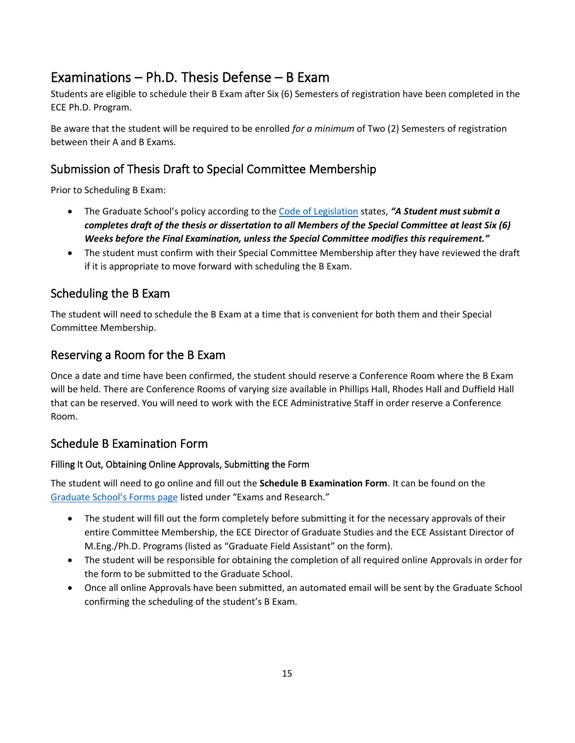# Examinations – Ph.D. Thesis Defense – B Exam

Students are eligible to schedule their B Exam after Six (6) Semesters of registration have been completed in the ECE Ph.D. Program.

Be aware that the student will be required to be enrolled *for a minimum* of Two (2) Semesters of registration between their A and B Exams.

## Submission of Thesis Draft to Special Committee Membership

Prior to Scheduling B Exam:

- The Graduate School's policy according to the Code of Legislation states, ***"A Student must submit a completes draft of the thesis or dissertation to all Members of the Special Committee at least Six (6) Weeks before the Final Examination, unless the Special Committee modifies this requirement."***
- The student must confirm with their Special Committee Membership after they have reviewed the draft if it is appropriate to move forward with scheduling the B Exam.

## Scheduling the B Exam

The student will need to schedule the B Exam at a time that is convenient for both them and their Special Committee Membership.

## Reserving a Room for the B Exam

Once a date and time have been confirmed, the student should reserve a Conference Room where the B Exam will be held. There are Conference Rooms of varying size available in Phillips Hall, Rhodes Hall and Duffield Hall that can be reserved. You will need to work with the ECE Administrative Staff in order reserve a Conference Room.

## Schedule B Examination Form

### Filling It Out, Obtaining Online Approvals, Submitting the Form

The student will need to go online and fill out the **Schedule B Examination Form**. It can be found on the Graduate School's Forms page listed under "Exams and Research."

- The student will fill out the form completely before submitting it for the necessary approvals of their entire Committee Membership, the ECE Director of Graduate Studies and the ECE Assistant Director of M.Eng./Ph.D. Programs (listed as "Graduate Field Assistant" on the form).
- The student will be responsible for obtaining the completion of all required online Approvals in order for the form to be submitted to the Graduate School.
- Once all online Approvals have been submitted, an automated email will be sent by the Graduate School confirming the scheduling of the student's B Exam.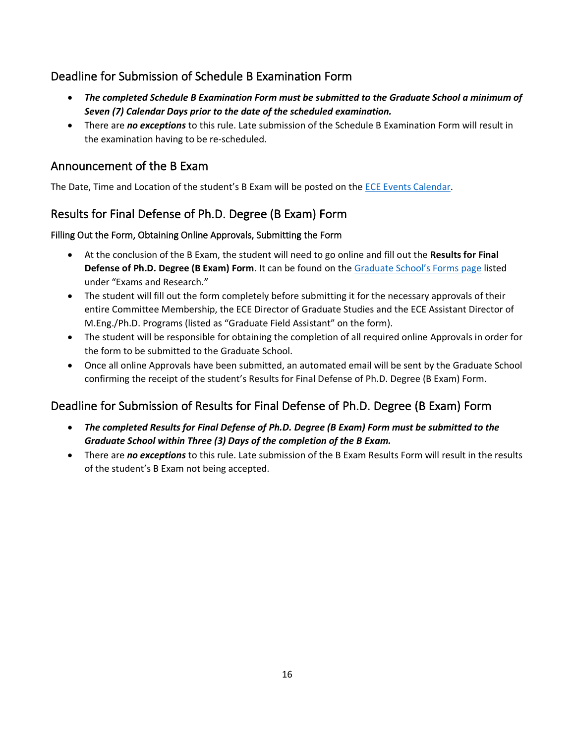## Deadline for Submission of Schedule B Examination Form

- ***The completed Schedule B Examination Form must be submitted to the Graduate School a minimum of Seven (7) Calendar Days prior to the date of the scheduled examination.***
- There are ***no exceptions*** to this rule. Late submission of the Schedule B Examination Form will result in the examination having to be re-scheduled.

## Announcement of the B Exam

The Date, Time and Location of the student's B Exam will be posted on the [ECE Events Calendar](ECE Events Calendar).

## Results for Final Defense of Ph.D. Degree (B Exam) Form

### Filling Out the Form, Obtaining Online Approvals, Submitting the Form

- At the conclusion of the B Exam, the student will need to go online and fill out the **Results for Final Defense of Ph.D. Degree (B Exam) Form**. It can be found on the [Graduate School's Forms page](Graduate School's Forms page) listed under "Exams and Research."
- The student will fill out the form completely before submitting it for the necessary approvals of their entire Committee Membership, the ECE Director of Graduate Studies and the ECE Assistant Director of M.Eng./Ph.D. Programs (listed as "Graduate Field Assistant" on the form).
- The student will be responsible for obtaining the completion of all required online Approvals in order for the form to be submitted to the Graduate School.
- Once all online Approvals have been submitted, an automated email will be sent by the Graduate School confirming the receipt of the student's Results for Final Defense of Ph.D. Degree (B Exam) Form.

## Deadline for Submission of Results for Final Defense of Ph.D. Degree (B Exam) Form

- ***The completed Results for Final Defense of Ph.D. Degree (B Exam) Form must be submitted to the Graduate School within Three (3) Days of the completion of the B Exam.***
- There are ***no exceptions*** to this rule. Late submission of the B Exam Results Form will result in the results of the student's B Exam not being accepted.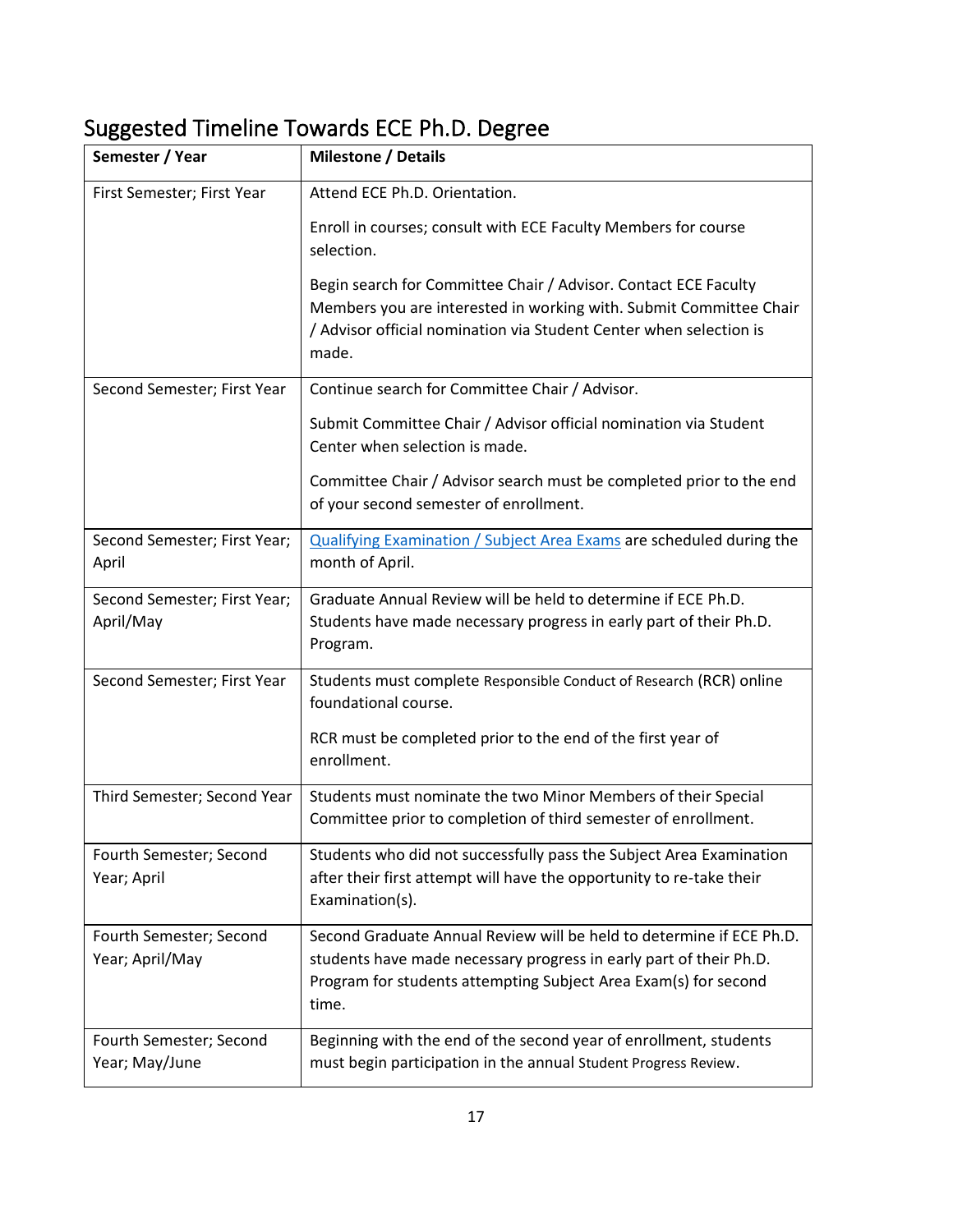## Suggested Timeline Towards ECE Ph.D. Degree

| Semester / Year | Milestone / Details |
|---|---|
| First Semester; First Year | Attend ECE Ph.D. Orientation.<br><br>Enroll in courses; consult with ECE Faculty Members for course selection.<br><br>Begin search for Committee Chair / Advisor. Contact ECE Faculty Members you are interested in working with. Submit Committee Chair / Advisor official nomination via Student Center when selection is made. |
| Second Semester; First Year | Continue search for Committee Chair / Advisor.<br><br>Submit Committee Chair / Advisor official nomination via Student Center when selection is made.<br><br>Committee Chair / Advisor search must be completed prior to the end of your second semester of enrollment. |
| Second Semester; First Year; April | Qualifying Examination / Subject Area Exams are scheduled during the month of April. |
| Second Semester; First Year; April/May | Graduate Annual Review will be held to determine if ECE Ph.D. Students have made necessary progress in early part of their Ph.D. Program. |
| Second Semester; First Year | Students must complete Responsible Conduct of Research (RCR) online foundational course.<br><br>RCR must be completed prior to the end of the first year of enrollment. |
| Third Semester; Second Year | Students must nominate the two Minor Members of their Special Committee prior to completion of third semester of enrollment. |
| Fourth Semester; Second Year; April | Students who did not successfully pass the Subject Area Examination after their first attempt will have the opportunity to re-take their Examination(s). |
| Fourth Semester; Second Year; April/May | Second Graduate Annual Review will be held to determine if ECE Ph.D. students have made necessary progress in early part of their Ph.D. Program for students attempting Subject Area Exam(s) for second time. |
| Fourth Semester; Second Year; May/June | Beginning with the end of the second year of enrollment, students must begin participation in the annual Student Progress Review. |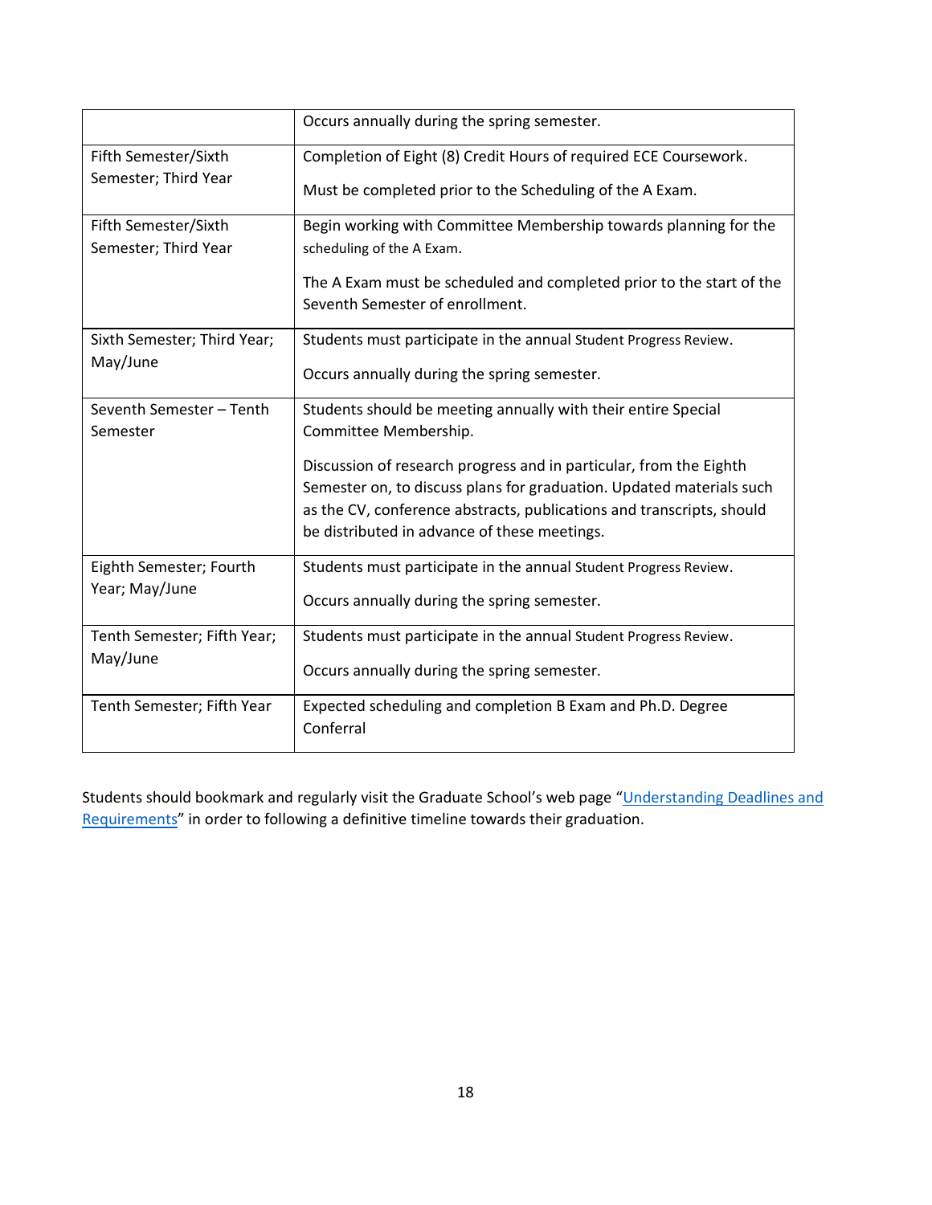| | |
|---|---|
| | Occurs annually during the spring semester. |
| Fifth Semester/Sixth Semester; Third Year | Completion of Eight (8) Credit Hours of required ECE Coursework.<br><br>Must be completed prior to the Scheduling of the A Exam. |
| Fifth Semester/Sixth Semester; Third Year | Begin working with Committee Membership towards planning for the scheduling of the A Exam.<br><br>The A Exam must be scheduled and completed prior to the start of the Seventh Semester of enrollment. |
| Sixth Semester; Third Year; May/June | Students must participate in the annual Student Progress Review.<br><br>Occurs annually during the spring semester. |
| Seventh Semester – Tenth Semester | Students should be meeting annually with their entire Special Committee Membership.<br><br>Discussion of research progress and in particular, from the Eighth Semester on, to discuss plans for graduation. Updated materials such as the CV, conference abstracts, publications and transcripts, should be distributed in advance of these meetings. |
| Eighth Semester; Fourth Year; May/June | Students must participate in the annual Student Progress Review.<br><br>Occurs annually during the spring semester. |
| Tenth Semester; Fifth Year; May/June | Students must participate in the annual Student Progress Review.<br><br>Occurs annually during the spring semester. |
| Tenth Semester; Fifth Year | Expected scheduling and completion B Exam and Ph.D. Degree Conferral |

Students should bookmark and regularly visit the Graduate School's web page "Understanding Deadlines and Requirements" in order to following a definitive timeline towards their graduation.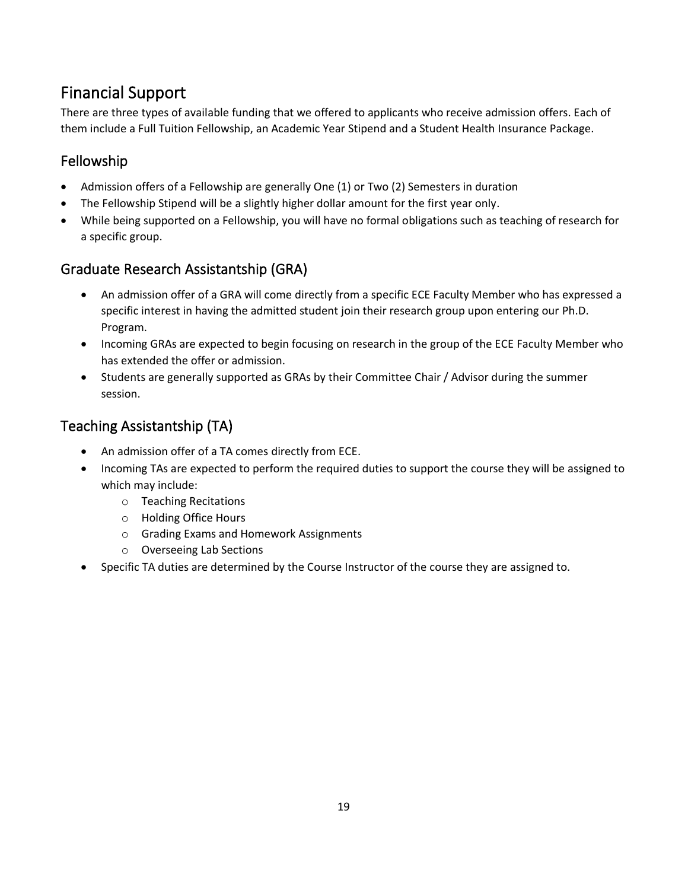# Financial Support

There are three types of available funding that we offered to applicants who receive admission offers. Each of them include a Full Tuition Fellowship, an Academic Year Stipend and a Student Health Insurance Package.

## Fellowship

- Admission offers of a Fellowship are generally One (1) or Two (2) Semesters in duration
- The Fellowship Stipend will be a slightly higher dollar amount for the first year only.
- While being supported on a Fellowship, you will have no formal obligations such as teaching of research for a specific group.

## Graduate Research Assistantship (GRA)

- An admission offer of a GRA will come directly from a specific ECE Faculty Member who has expressed a specific interest in having the admitted student join their research group upon entering our Ph.D. Program.
- Incoming GRAs are expected to begin focusing on research in the group of the ECE Faculty Member who has extended the offer or admission.
- Students are generally supported as GRAs by their Committee Chair / Advisor during the summer session.

## Teaching Assistantship (TA)

- An admission offer of a TA comes directly from ECE.
- Incoming TAs are expected to perform the required duties to support the course they will be assigned to which may include:
  - Teaching Recitations
  - Holding Office Hours
  - Grading Exams and Homework Assignments
  - Overseeing Lab Sections
- Specific TA duties are determined by the Course Instructor of the course they are assigned to.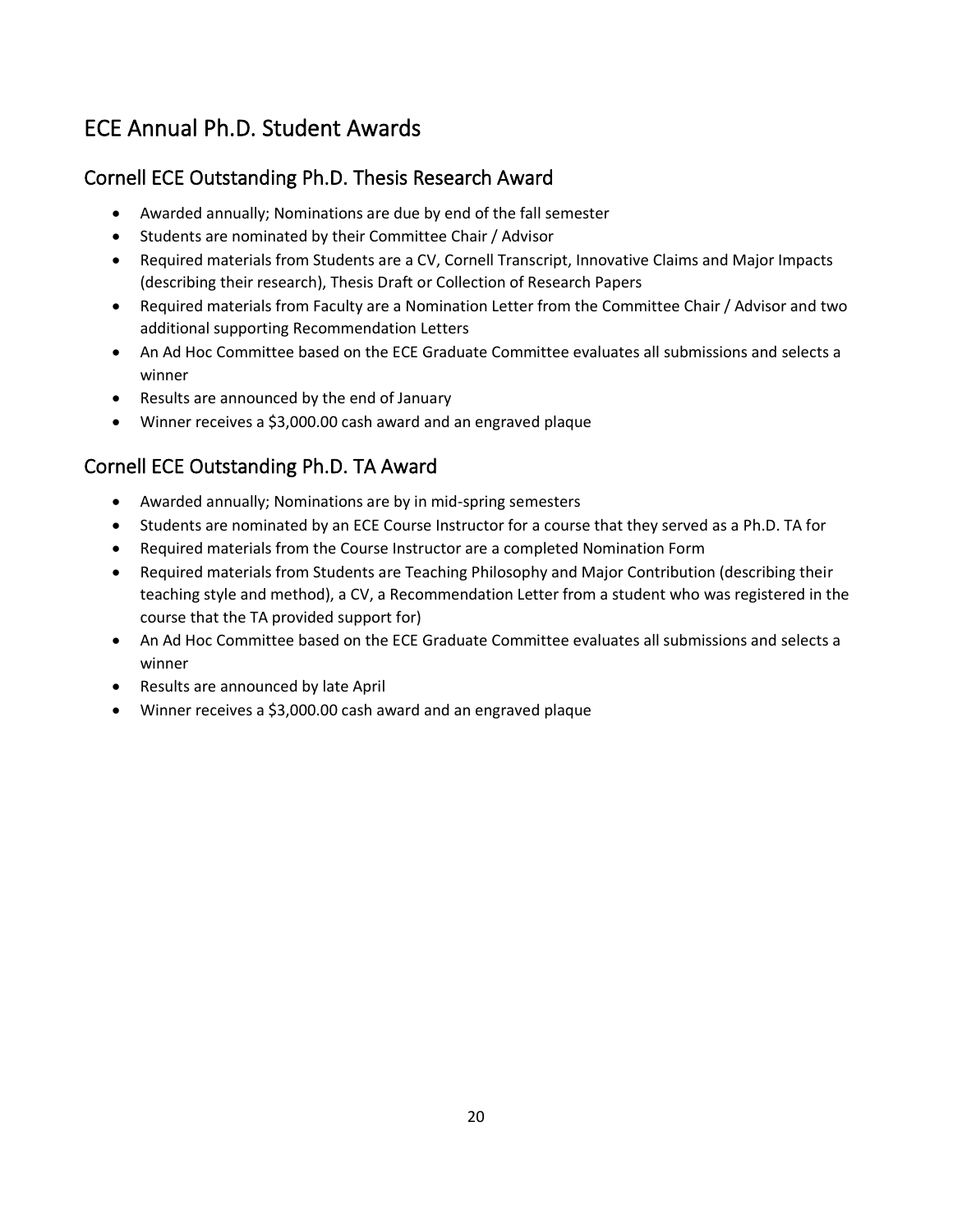# ECE Annual Ph.D. Student Awards

## Cornell ECE Outstanding Ph.D. Thesis Research Award

- Awarded annually; Nominations are due by end of the fall semester
- Students are nominated by their Committee Chair / Advisor
- Required materials from Students are a CV, Cornell Transcript, Innovative Claims and Major Impacts (describing their research), Thesis Draft or Collection of Research Papers
- Required materials from Faculty are a Nomination Letter from the Committee Chair / Advisor and two additional supporting Recommendation Letters
- An Ad Hoc Committee based on the ECE Graduate Committee evaluates all submissions and selects a winner
- Results are announced by the end of January
- Winner receives a $3,000.00 cash award and an engraved plaque

## Cornell ECE Outstanding Ph.D. TA Award

- Awarded annually; Nominations are by in mid-spring semesters
- Students are nominated by an ECE Course Instructor for a course that they served as a Ph.D. TA for
- Required materials from the Course Instructor are a completed Nomination Form
- Required materials from Students are Teaching Philosophy and Major Contribution (describing their teaching style and method), a CV, a Recommendation Letter from a student who was registered in the course that the TA provided support for)
- An Ad Hoc Committee based on the ECE Graduate Committee evaluates all submissions and selects a winner
- Results are announced by late April
- Winner receives a $3,000.00 cash award and an engraved plaque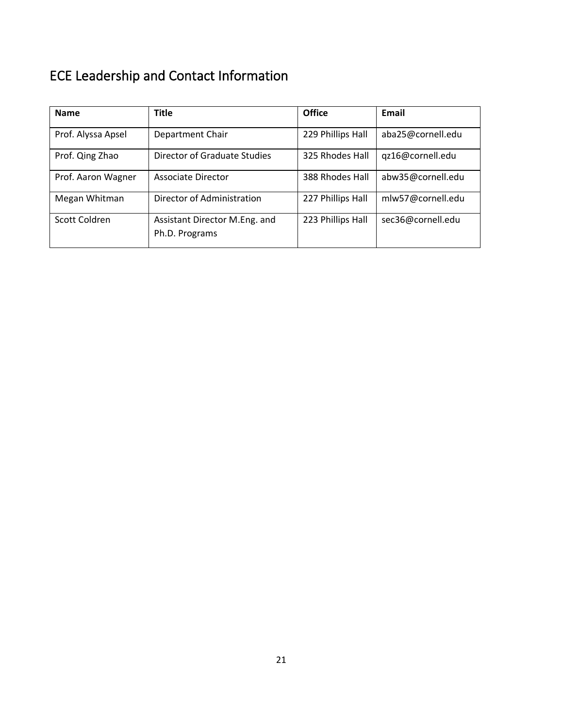## ECE Leadership and Contact Information

| Name | Title | Office | Email |
|---|---|---|---|
| Prof. Alyssa Apsel | Department Chair | 229 Phillips Hall | aba25@cornell.edu |
| Prof. Qing Zhao | Director of Graduate Studies | 325 Rhodes Hall | qz16@cornell.edu |
| Prof. Aaron Wagner | Associate Director | 388 Rhodes Hall | abw35@cornell.edu |
| Megan Whitman | Director of Administration | 227 Phillips Hall | mlw57@cornell.edu |
| Scott Coldren | Assistant Director M.Eng. and Ph.D. Programs | 223 Phillips Hall | sec36@cornell.edu |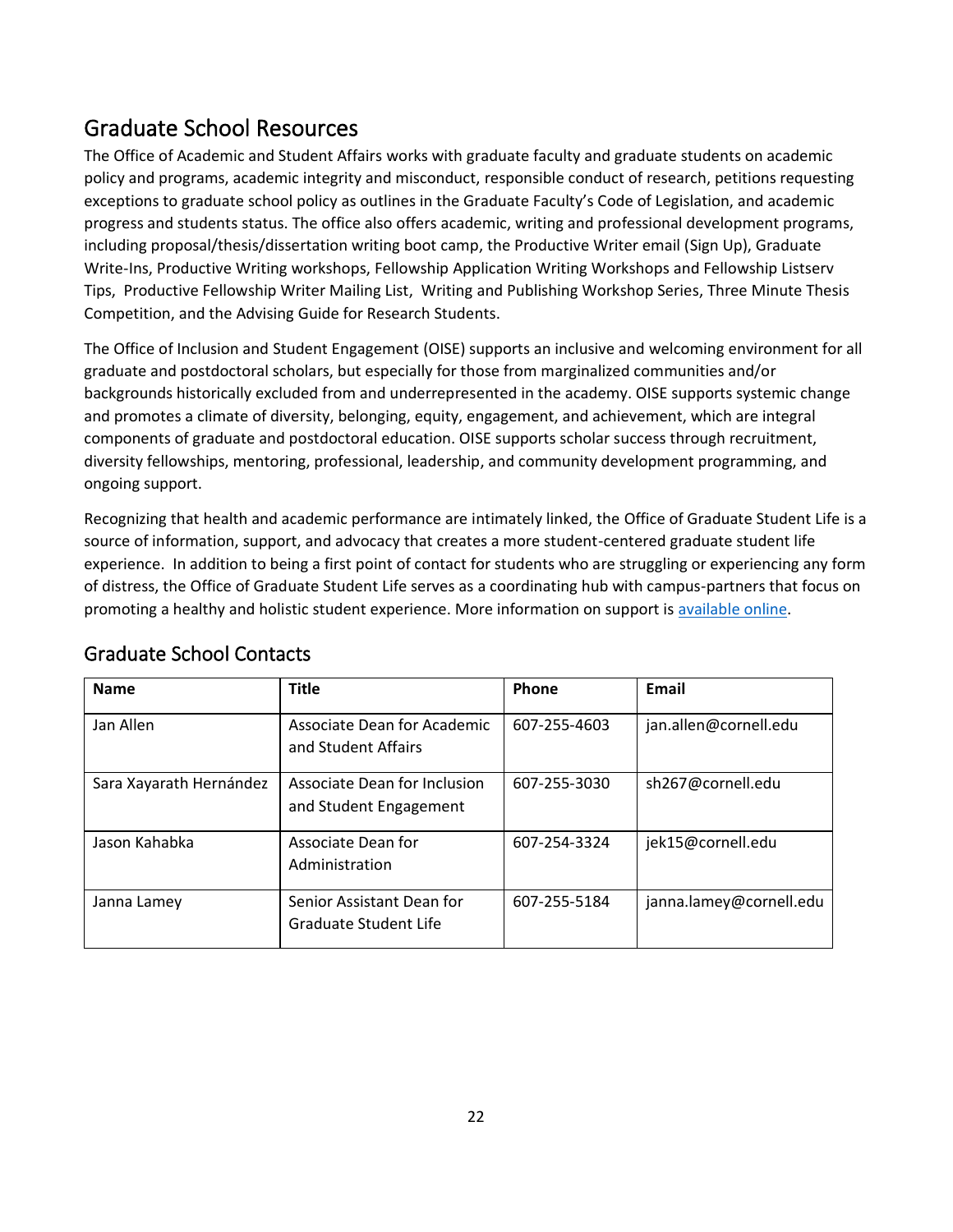## Graduate School Resources

The Office of Academic and Student Affairs works with graduate faculty and graduate students on academic policy and programs, academic integrity and misconduct, responsible conduct of research, petitions requesting exceptions to graduate school policy as outlines in the Graduate Faculty's Code of Legislation, and academic progress and students status. The office also offers academic, writing and professional development programs, including proposal/thesis/dissertation writing boot camp, the Productive Writer email (Sign Up), Graduate Write-Ins, Productive Writing workshops, Fellowship Application Writing Workshops and Fellowship Listserv Tips, Productive Fellowship Writer Mailing List, Writing and Publishing Workshop Series, Three Minute Thesis Competition, and the Advising Guide for Research Students.

The Office of Inclusion and Student Engagement (OISE) supports an inclusive and welcoming environment for all graduate and postdoctoral scholars, but especially for those from marginalized communities and/or backgrounds historically excluded from and underrepresented in the academy. OISE supports systemic change and promotes a climate of diversity, belonging, equity, engagement, and achievement, which are integral components of graduate and postdoctoral education. OISE supports scholar success through recruitment, diversity fellowships, mentoring, professional, leadership, and community development programming, and ongoing support.

Recognizing that health and academic performance are intimately linked, the Office of Graduate Student Life is a source of information, support, and advocacy that creates a more student-centered graduate student life experience. In addition to being a first point of contact for students who are struggling or experiencing any form of distress, the Office of Graduate Student Life serves as a coordinating hub with campus-partners that focus on promoting a healthy and holistic student experience. More information on support is available online.

## Graduate School Contacts

| Name | Title | Phone | Email |
|---|---|---|---|
| Jan Allen | Associate Dean for Academic and Student Affairs | 607-255-4603 | jan.allen@cornell.edu |
| Sara Xayarath Hernández | Associate Dean for Inclusion and Student Engagement | 607-255-3030 | sh267@cornell.edu |
| Jason Kahabka | Associate Dean for Administration | 607-254-3324 | jek15@cornell.edu |
| Janna Lamey | Senior Assistant Dean for Graduate Student Life | 607-255-5184 | janna.lamey@cornell.edu |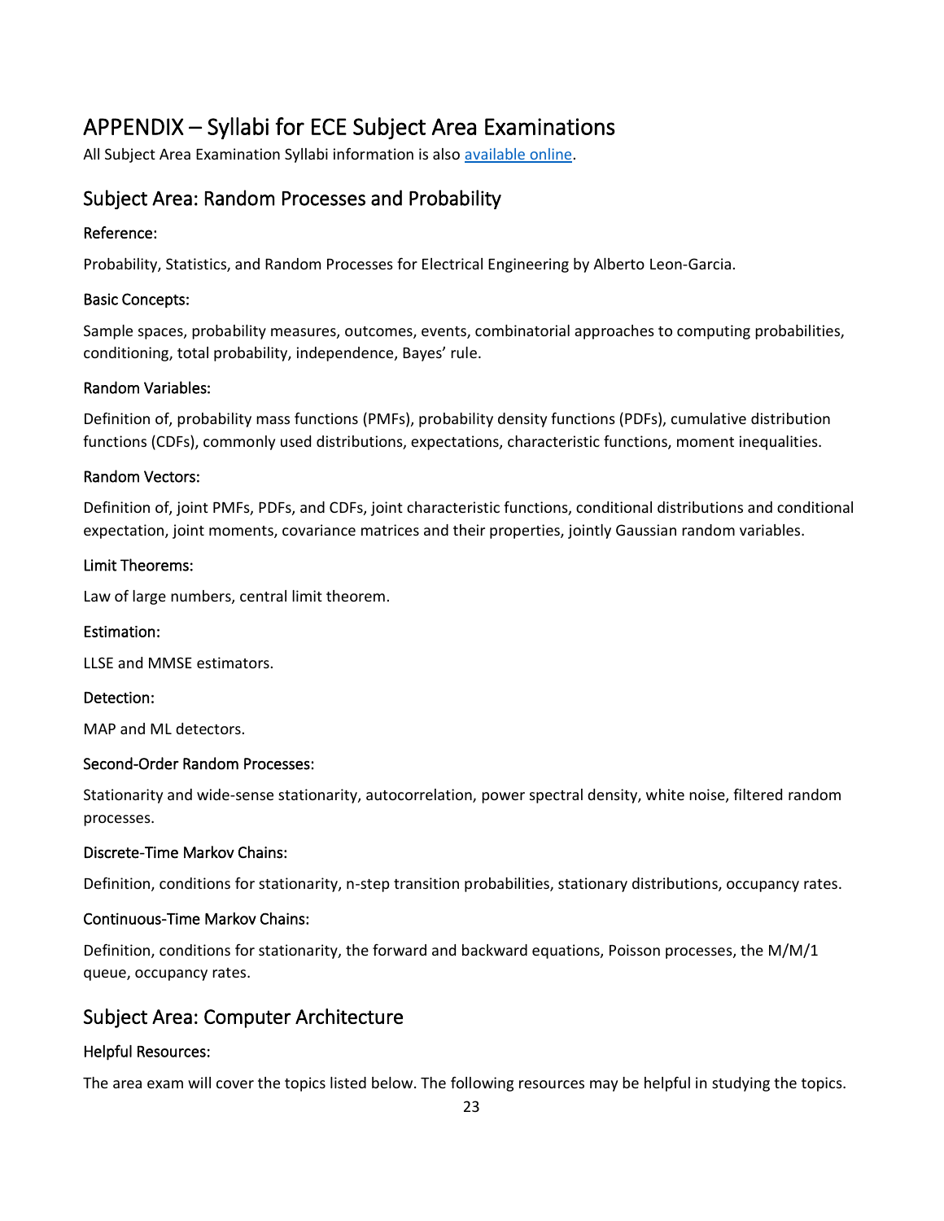# APPENDIX – Syllabi for ECE Subject Area Examinations

All Subject Area Examination Syllabi information is also [available online](#).

## Subject Area: Random Processes and Probability

### Reference:

Probability, Statistics, and Random Processes for Electrical Engineering by Alberto Leon-Garcia.

### Basic Concepts:

Sample spaces, probability measures, outcomes, events, combinatorial approaches to computing probabilities, conditioning, total probability, independence, Bayes' rule.

### Random Variables:

Definition of, probability mass functions (PMFs), probability density functions (PDFs), cumulative distribution functions (CDFs), commonly used distributions, expectations, characteristic functions, moment inequalities.

### Random Vectors:

Definition of, joint PMFs, PDFs, and CDFs, joint characteristic functions, conditional distributions and conditional expectation, joint moments, covariance matrices and their properties, jointly Gaussian random variables.

### Limit Theorems:

Law of large numbers, central limit theorem.

### Estimation:

LLSE and MMSE estimators.

### Detection:

MAP and ML detectors.

### Second-Order Random Processes:

Stationarity and wide-sense stationarity, autocorrelation, power spectral density, white noise, filtered random processes.

### Discrete-Time Markov Chains:

Definition, conditions for stationarity, n-step transition probabilities, stationary distributions, occupancy rates.

### Continuous-Time Markov Chains:

Definition, conditions for stationarity, the forward and backward equations, Poisson processes, the M/M/1 queue, occupancy rates.

## Subject Area: Computer Architecture

### Helpful Resources:

The area exam will cover the topics listed below. The following resources may be helpful in studying the topics.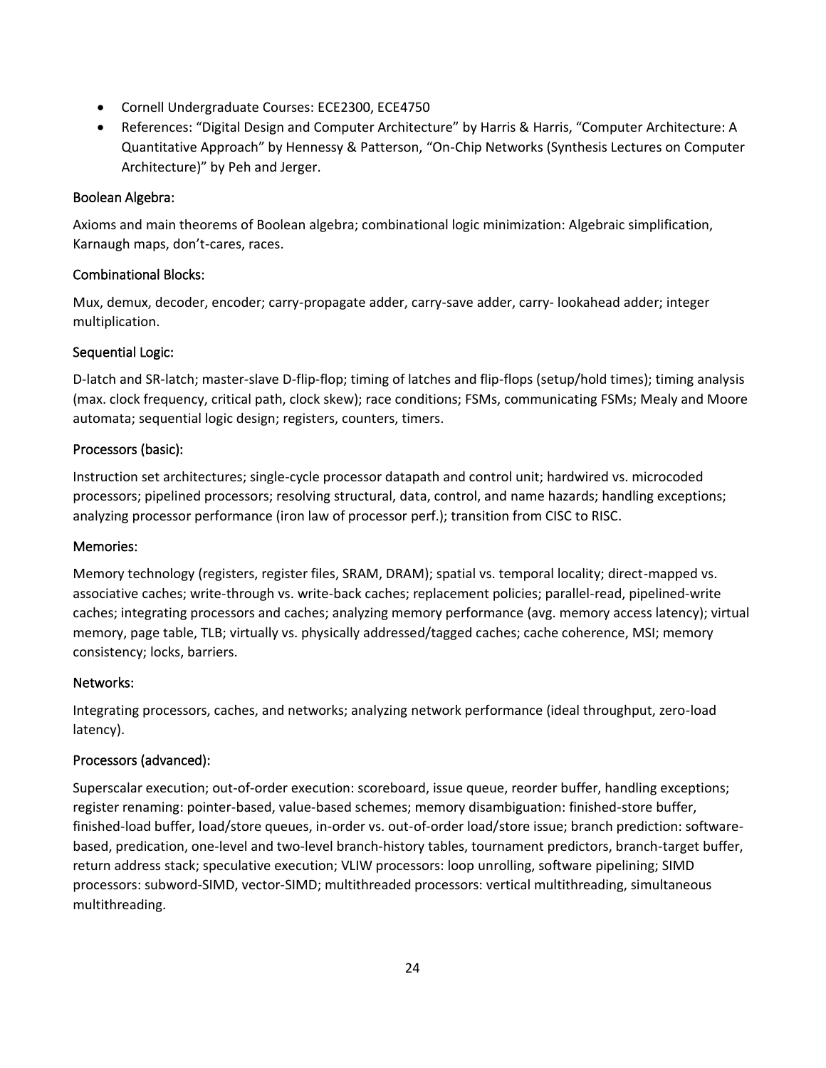- Cornell Undergraduate Courses: ECE2300, ECE4750
- References: "Digital Design and Computer Architecture" by Harris & Harris, "Computer Architecture: A Quantitative Approach" by Hennessy & Patterson, "On-Chip Networks (Synthesis Lectures on Computer Architecture)" by Peh and Jerger.

### Boolean Algebra:

Axioms and main theorems of Boolean algebra; combinational logic minimization: Algebraic simplification, Karnaugh maps, don't-cares, races.

### Combinational Blocks:

Mux, demux, decoder, encoder; carry-propagate adder, carry-save adder, carry- lookahead adder; integer multiplication.

### Sequential Logic:

D-latch and SR-latch; master-slave D-flip-flop; timing of latches and flip-flops (setup/hold times); timing analysis (max. clock frequency, critical path, clock skew); race conditions; FSMs, communicating FSMs; Mealy and Moore automata; sequential logic design; registers, counters, timers.

### Processors (basic):

Instruction set architectures; single-cycle processor datapath and control unit; hardwired vs. microcoded processors; pipelined processors; resolving structural, data, control, and name hazards; handling exceptions; analyzing processor performance (iron law of processor perf.); transition from CISC to RISC.

### Memories:

Memory technology (registers, register files, SRAM, DRAM); spatial vs. temporal locality; direct-mapped vs. associative caches; write-through vs. write-back caches; replacement policies; parallel-read, pipelined-write caches; integrating processors and caches; analyzing memory performance (avg. memory access latency); virtual memory, page table, TLB; virtually vs. physically addressed/tagged caches; cache coherence, MSI; memory consistency; locks, barriers.

### Networks:

Integrating processors, caches, and networks; analyzing network performance (ideal throughput, zero-load latency).

### Processors (advanced):

Superscalar execution; out-of-order execution: scoreboard, issue queue, reorder buffer, handling exceptions; register renaming: pointer-based, value-based schemes; memory disambiguation: finished-store buffer, finished-load buffer, load/store queues, in-order vs. out-of-order load/store issue; branch prediction: software-based, predication, one-level and two-level branch-history tables, tournament predictors, branch-target buffer, return address stack; speculative execution; VLIW processors: loop unrolling, software pipelining; SIMD processors: subword-SIMD, vector-SIMD; multithreaded processors: vertical multithreading, simultaneous multithreading.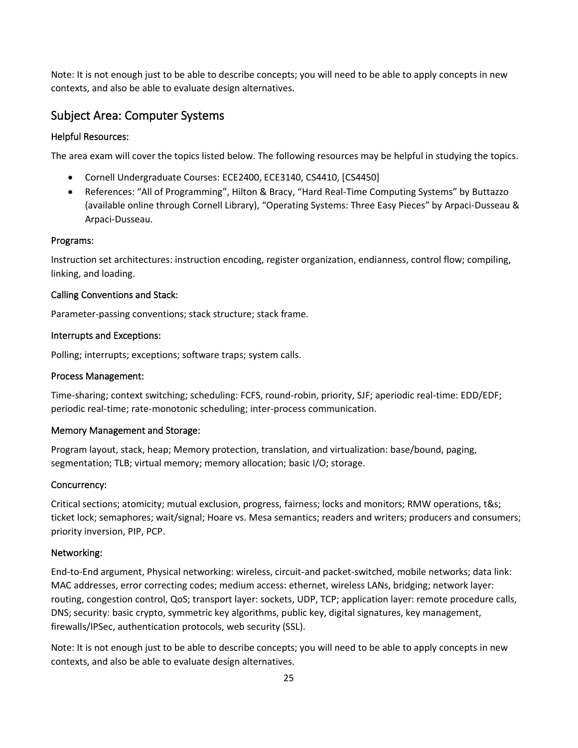Note: It is not enough just to be able to describe concepts; you will need to be able to apply concepts in new contexts, and also be able to evaluate design alternatives.

## Subject Area: Computer Systems

### Helpful Resources:

The area exam will cover the topics listed below. The following resources may be helpful in studying the topics.

- Cornell Undergraduate Courses: ECE2400, ECE3140, CS4410, [CS4450]
- References: "All of Programming", Hilton & Bracy, "Hard Real-Time Computing Systems" by Buttazzo (available online through Cornell Library), "Operating Systems: Three Easy Pieces" by Arpaci-Dusseau & Arpaci-Dusseau.

### Programs:

Instruction set architectures: instruction encoding, register organization, endianness, control flow; compiling, linking, and loading.

### Calling Conventions and Stack:

Parameter-passing conventions; stack structure; stack frame.

### Interrupts and Exceptions:

Polling; interrupts; exceptions; software traps; system calls.

### Process Management:

Time-sharing; context switching; scheduling: FCFS, round-robin, priority, SJF; aperiodic real-time: EDD/EDF; periodic real-time; rate-monotonic scheduling; inter-process communication.

### Memory Management and Storage:

Program layout, stack, heap; Memory protection, translation, and virtualization: base/bound, paging, segmentation; TLB; virtual memory; memory allocation; basic I/O; storage.

### Concurrency:

Critical sections; atomicity; mutual exclusion, progress, fairness; locks and monitors; RMW operations, t&s; ticket lock; semaphores; wait/signal; Hoare vs. Mesa semantics; readers and writers; producers and consumers; priority inversion, PIP, PCP.

### Networking:

End-to-End argument, Physical networking: wireless, circuit-and packet-switched, mobile networks; data link: MAC addresses, error correcting codes; medium access: ethernet, wireless LANs, bridging; network layer: routing, congestion control, QoS; transport layer: sockets, UDP, TCP; application layer: remote procedure calls, DNS; security: basic crypto, symmetric key algorithms, public key, digital signatures, key management, firewalls/IPSec, authentication protocols, web security (SSL).

Note: It is not enough just to be able to describe concepts; you will need to be able to apply concepts in new contexts, and also be able to evaluate design alternatives.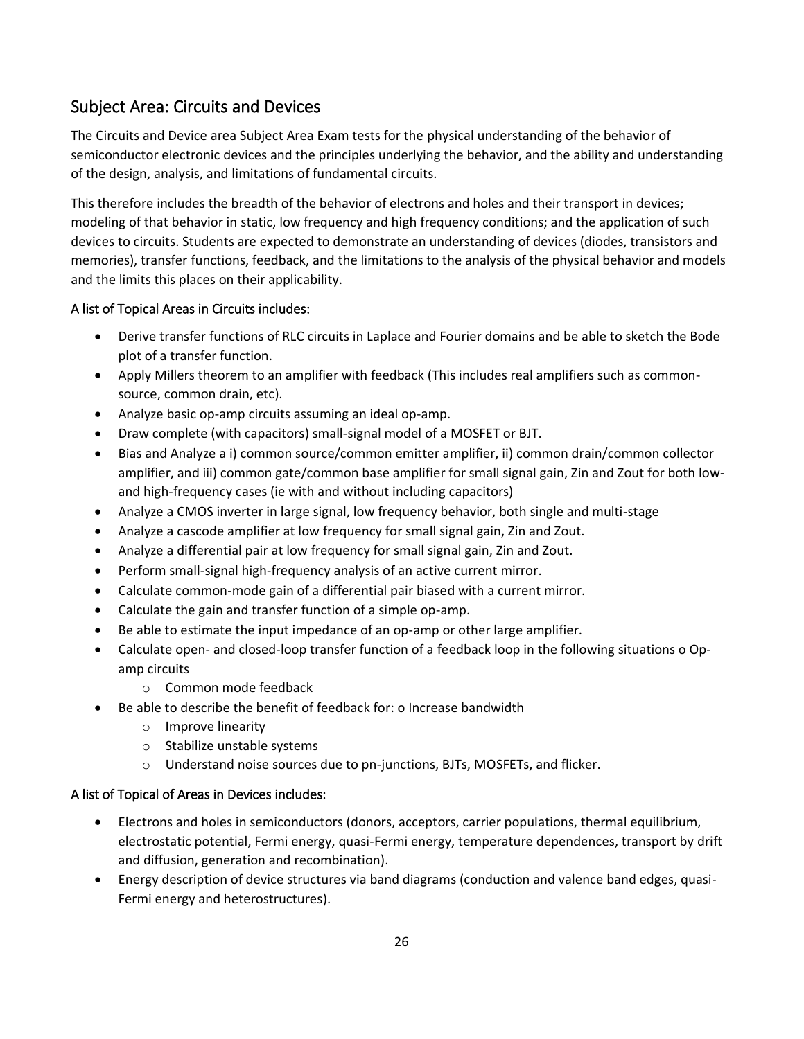## Subject Area: Circuits and Devices

The Circuits and Device area Subject Area Exam tests for the physical understanding of the behavior of semiconductor electronic devices and the principles underlying the behavior, and the ability and understanding of the design, analysis, and limitations of fundamental circuits.

This therefore includes the breadth of the behavior of electrons and holes and their transport in devices; modeling of that behavior in static, low frequency and high frequency conditions; and the application of such devices to circuits. Students are expected to demonstrate an understanding of devices (diodes, transistors and memories), transfer functions, feedback, and the limitations to the analysis of the physical behavior and models and the limits this places on their applicability.

### A list of Topical Areas in Circuits includes:

- Derive transfer functions of RLC circuits in Laplace and Fourier domains and be able to sketch the Bode plot of a transfer function.
- Apply Millers theorem to an amplifier with feedback (This includes real amplifiers such as common-source, common drain, etc).
- Analyze basic op-amp circuits assuming an ideal op-amp.
- Draw complete (with capacitors) small-signal model of a MOSFET or BJT.
- Bias and Analyze a i) common source/common emitter amplifier, ii) common drain/common collector amplifier, and iii) common gate/common base amplifier for small signal gain, Zin and Zout for both low- and high-frequency cases (ie with and without including capacitors)
- Analyze a CMOS inverter in large signal, low frequency behavior, both single and multi-stage
- Analyze a cascode amplifier at low frequency for small signal gain, Zin and Zout.
- Analyze a differential pair at low frequency for small signal gain, Zin and Zout.
- Perform small-signal high-frequency analysis of an active current mirror.
- Calculate common-mode gain of a differential pair biased with a current mirror.
- Calculate the gain and transfer function of a simple op-amp.
- Be able to estimate the input impedance of an op-amp or other large amplifier.
- Calculate open- and closed-loop transfer function of a feedback loop in the following situations o Op-amp circuits
  - Common mode feedback
- Be able to describe the benefit of feedback for: o Increase bandwidth
  - Improve linearity
  - Stabilize unstable systems
  - Understand noise sources due to pn-junctions, BJTs, MOSFETs, and flicker.

### A list of Topical of Areas in Devices includes:

- Electrons and holes in semiconductors (donors, acceptors, carrier populations, thermal equilibrium, electrostatic potential, Fermi energy, quasi-Fermi energy, temperature dependences, transport by drift and diffusion, generation and recombination).
- Energy description of device structures via band diagrams (conduction and valence band edges, quasi-Fermi energy and heterostructures).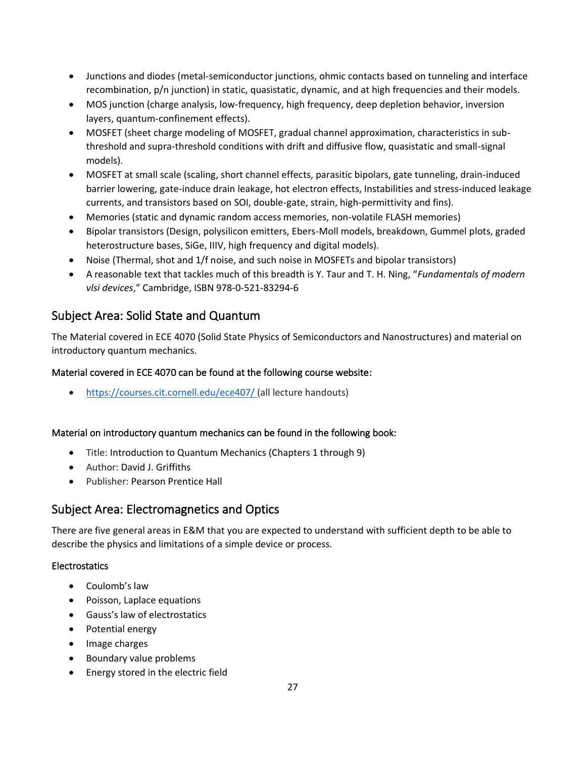- Junctions and diodes (metal-semiconductor junctions, ohmic contacts based on tunneling and interface recombination, p/n junction) in static, quasistatic, dynamic, and at high frequencies and their models.
- MOS junction (charge analysis, low-frequency, high frequency, deep depletion behavior, inversion layers, quantum-confinement effects).
- MOSFET (sheet charge modeling of MOSFET, gradual channel approximation, characteristics in sub-threshold and supra-threshold conditions with drift and diffusive flow, quasistatic and small-signal models).
- MOSFET at small scale (scaling, short channel effects, parasitic bipolars, gate tunneling, drain-induced barrier lowering, gate-induce drain leakage, hot electron effects, Instabilities and stress-induced leakage currents, and transistors based on SOI, double-gate, strain, high-permittivity and fins).
- Memories (static and dynamic random access memories, non-volatile FLASH memories)
- Bipolar transistors (Design, polysilicon emitters, Ebers-Moll models, breakdown, Gummel plots, graded heterostructure bases, SiGe, IIIV, high frequency and digital models).
- Noise (Thermal, shot and 1/f noise, and such noise in MOSFETs and bipolar transistors)
- A reasonable text that tackles much of this breadth is Y. Taur and T. H. Ning, "*Fundamentals of modern vlsi devices*," Cambridge, ISBN 978-0-521-83294-6

## Subject Area: Solid State and Quantum

The Material covered in ECE 4070 (Solid State Physics of Semiconductors and Nanostructures) and material on introductory quantum mechanics.

### Material covered in ECE 4070 can be found at the following course website:

- https://courses.cit.cornell.edu/ece407/ (all lecture handouts)

### Material on introductory quantum mechanics can be found in the following book:

- Title: Introduction to Quantum Mechanics (Chapters 1 through 9)
- Author: David J. Griffiths
- Publisher: Pearson Prentice Hall

## Subject Area: Electromagnetics and Optics

There are five general areas in E&M that you are expected to understand with sufficient depth to be able to describe the physics and limitations of a simple device or process.

### Electrostatics

- Coulomb's law
- Poisson, Laplace equations
- Gauss's law of electrostatics
- Potential energy
- Image charges
- Boundary value problems
- Energy stored in the electric field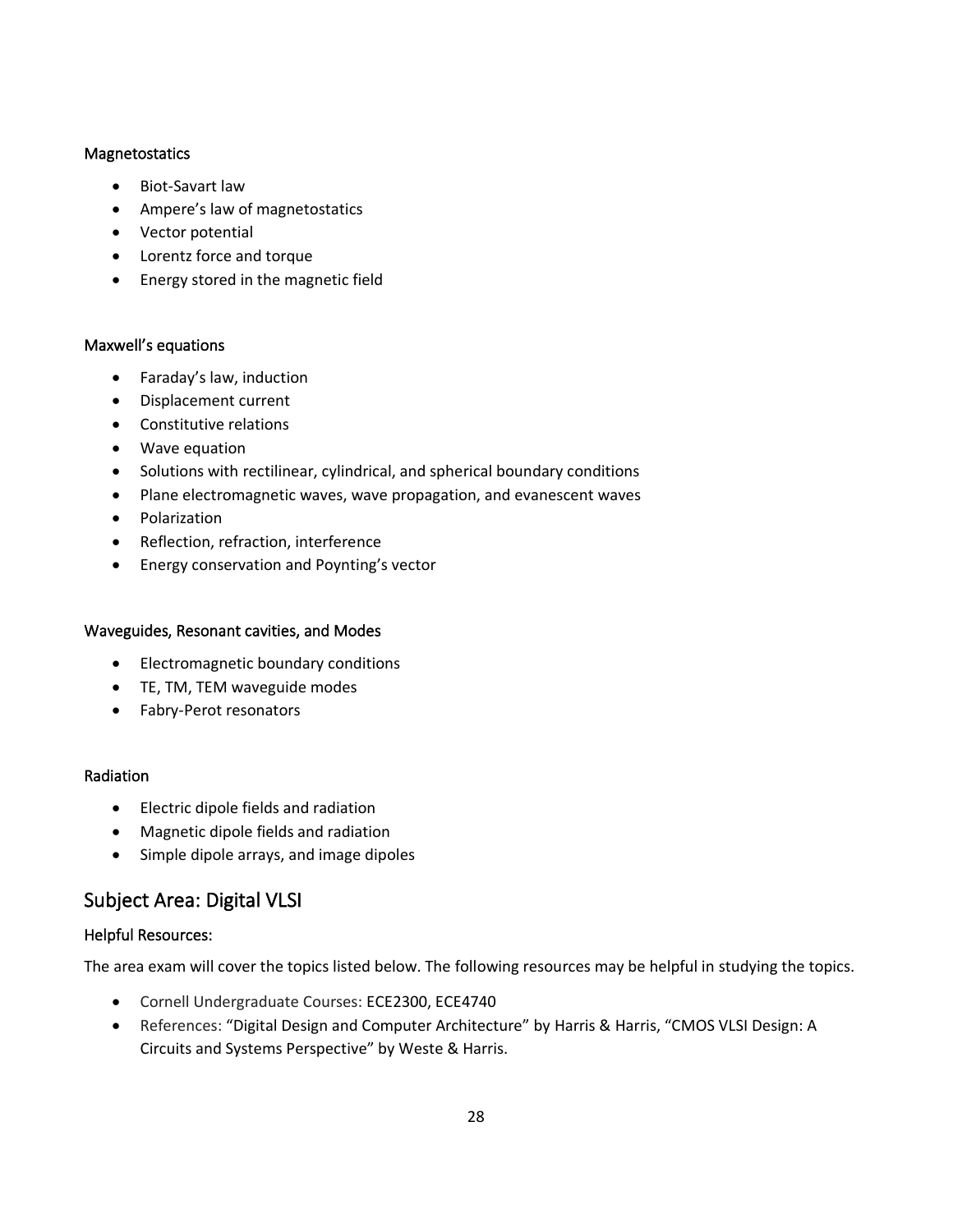### Magnetostatics

- Biot-Savart law
- Ampere's law of magnetostatics
- Vector potential
- Lorentz force and torque
- Energy stored in the magnetic field

### Maxwell's equations

- Faraday's law, induction
- Displacement current
- Constitutive relations
- Wave equation
- Solutions with rectilinear, cylindrical, and spherical boundary conditions
- Plane electromagnetic waves, wave propagation, and evanescent waves
- Polarization
- Reflection, refraction, interference
- Energy conservation and Poynting's vector

### Waveguides, Resonant cavities, and Modes

- Electromagnetic boundary conditions
- TE, TM, TEM waveguide modes
- Fabry-Perot resonators

### Radiation

- Electric dipole fields and radiation
- Magnetic dipole fields and radiation
- Simple dipole arrays, and image dipoles

## Subject Area: Digital VLSI

### Helpful Resources:

The area exam will cover the topics listed below. The following resources may be helpful in studying the topics.

- Cornell Undergraduate Courses: ECE2300, ECE4740
- References: "Digital Design and Computer Architecture" by Harris & Harris, "CMOS VLSI Design: A Circuits and Systems Perspective" by Weste & Harris.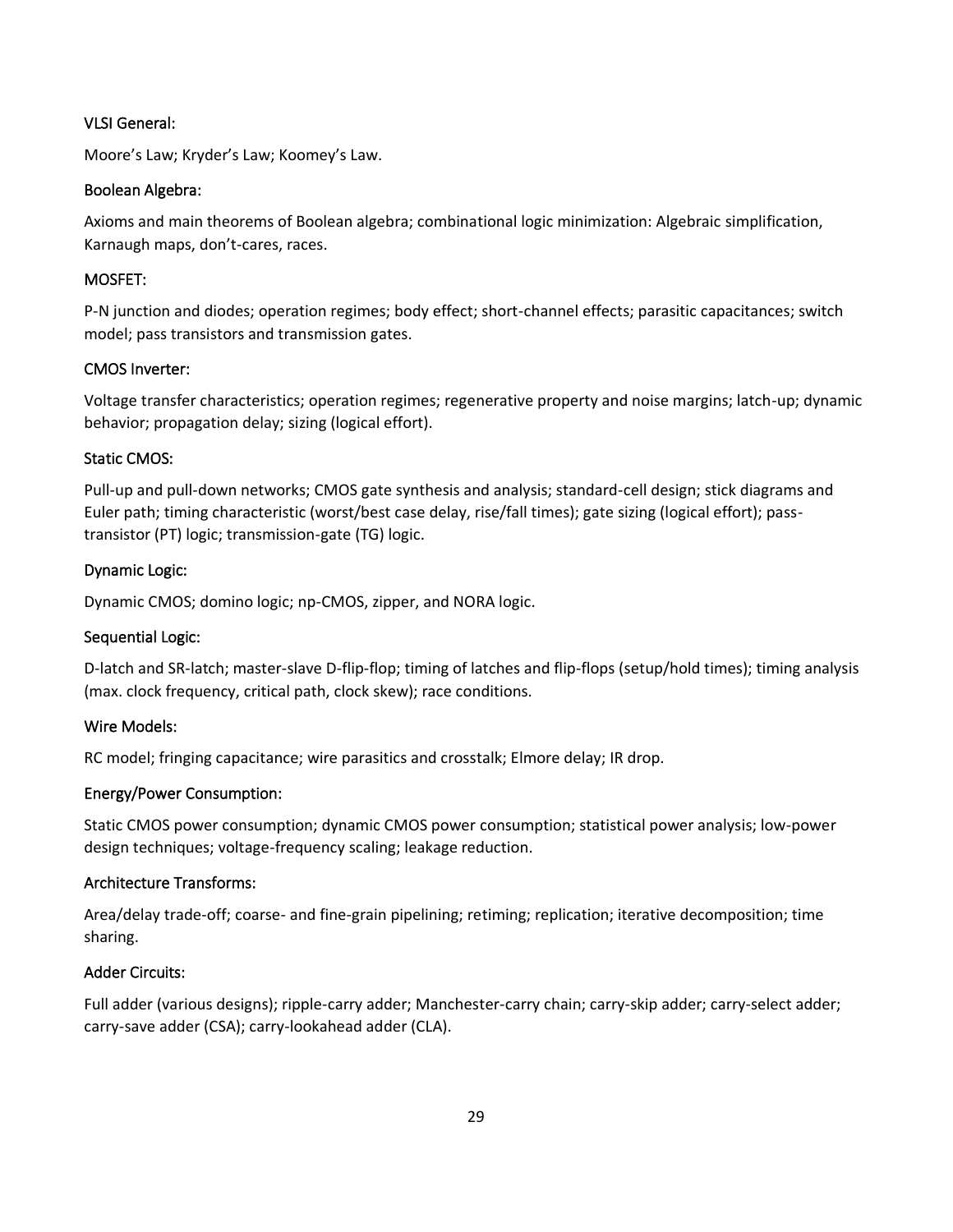### VLSI General:

Moore's Law; Kryder's Law; Koomey's Law.

### Boolean Algebra:

Axioms and main theorems of Boolean algebra; combinational logic minimization: Algebraic simplification, Karnaugh maps, don't-cares, races.

### MOSFET:

P-N junction and diodes; operation regimes; body effect; short-channel effects; parasitic capacitances; switch model; pass transistors and transmission gates.

### CMOS Inverter:

Voltage transfer characteristics; operation regimes; regenerative property and noise margins; latch-up; dynamic behavior; propagation delay; sizing (logical effort).

### Static CMOS:

Pull-up and pull-down networks; CMOS gate synthesis and analysis; standard-cell design; stick diagrams and Euler path; timing characteristic (worst/best case delay, rise/fall times); gate sizing (logical effort); pass-transistor (PT) logic; transmission-gate (TG) logic.

### Dynamic Logic:

Dynamic CMOS; domino logic; np-CMOS, zipper, and NORA logic.

### Sequential Logic:

D-latch and SR-latch; master-slave D-flip-flop; timing of latches and flip-flops (setup/hold times); timing analysis (max. clock frequency, critical path, clock skew); race conditions.

### Wire Models:

RC model; fringing capacitance; wire parasitics and crosstalk; Elmore delay; IR drop.

### Energy/Power Consumption:

Static CMOS power consumption; dynamic CMOS power consumption; statistical power analysis; low-power design techniques; voltage-frequency scaling; leakage reduction.

### Architecture Transforms:

Area/delay trade-off; coarse- and fine-grain pipelining; retiming; replication; iterative decomposition; time sharing.

### Adder Circuits:

Full adder (various designs); ripple-carry adder; Manchester-carry chain; carry-skip adder; carry-select adder; carry-save adder (CSA); carry-lookahead adder (CLA).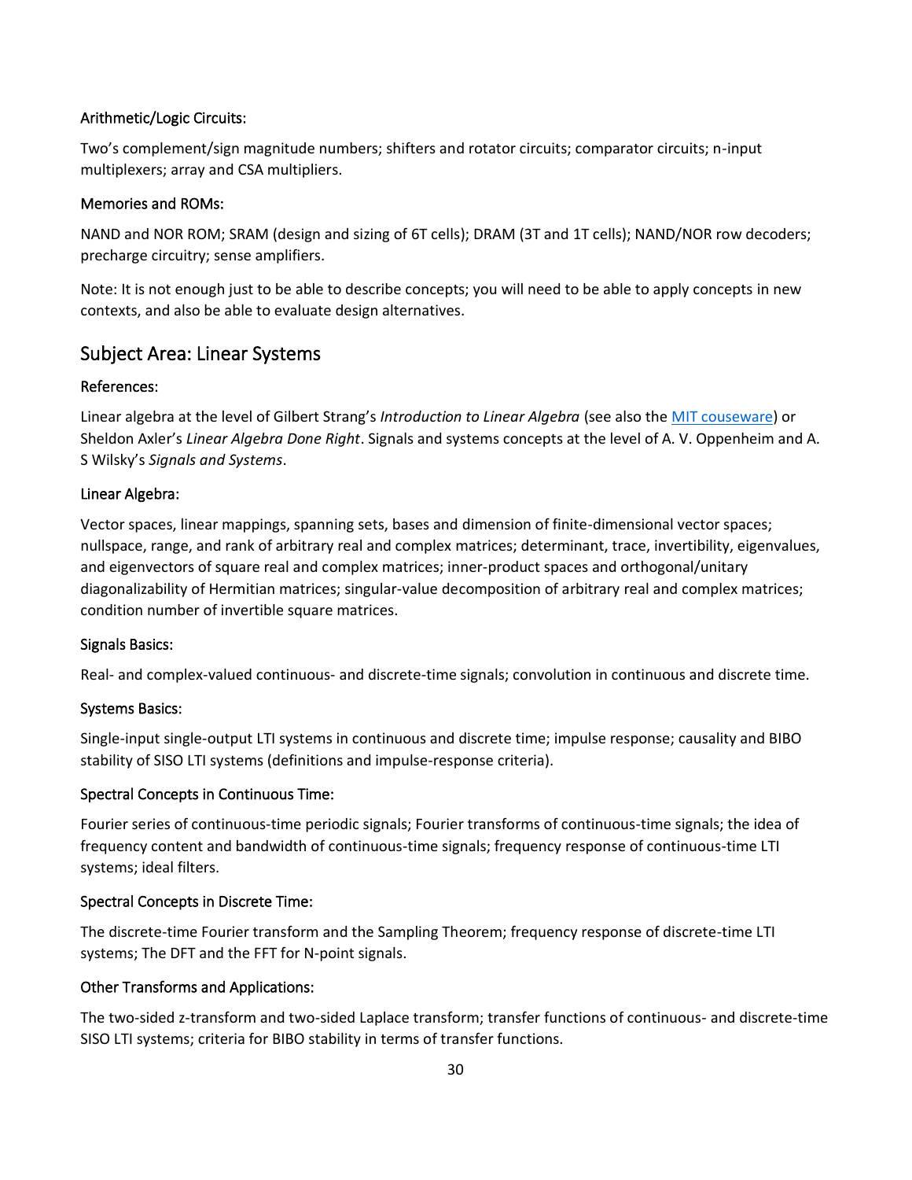### Arithmetic/Logic Circuits:

Two's complement/sign magnitude numbers; shifters and rotator circuits; comparator circuits; n-input multiplexers; array and CSA multipliers.

### Memories and ROMs:

NAND and NOR ROM; SRAM (design and sizing of 6T cells); DRAM (3T and 1T cells); NAND/NOR row decoders; precharge circuitry; sense amplifiers.

Note: It is not enough just to be able to describe concepts; you will need to be able to apply concepts in new contexts, and also be able to evaluate design alternatives.

## Subject Area: Linear Systems

### References:

Linear algebra at the level of Gilbert Strang's *Introduction to Linear Algebra* (see also the [MIT couseware]) or Sheldon Axler's *Linear Algebra Done Right*. Signals and systems concepts at the level of A. V. Oppenheim and A. S Wilsky's *Signals and Systems*.

### Linear Algebra:

Vector spaces, linear mappings, spanning sets, bases and dimension of finite-dimensional vector spaces; nullspace, range, and rank of arbitrary real and complex matrices; determinant, trace, invertibility, eigenvalues, and eigenvectors of square real and complex matrices; inner-product spaces and orthogonal/unitary diagonalizability of Hermitian matrices; singular-value decomposition of arbitrary real and complex matrices; condition number of invertible square matrices.

### Signals Basics:

Real- and complex-valued continuous- and discrete-time signals; convolution in continuous and discrete time.

### Systems Basics:

Single-input single-output LTI systems in continuous and discrete time; impulse response; causality and BIBO stability of SISO LTI systems (definitions and impulse-response criteria).

### Spectral Concepts in Continuous Time:

Fourier series of continuous-time periodic signals; Fourier transforms of continuous-time signals; the idea of frequency content and bandwidth of continuous-time signals; frequency response of continuous-time LTI systems; ideal filters.

### Spectral Concepts in Discrete Time:

The discrete-time Fourier transform and the Sampling Theorem; frequency response of discrete-time LTI systems; The DFT and the FFT for N-point signals.

### Other Transforms and Applications:

The two-sided z-transform and two-sided Laplace transform; transfer functions of continuous- and discrete-time SISO LTI systems; criteria for BIBO stability in terms of transfer functions.